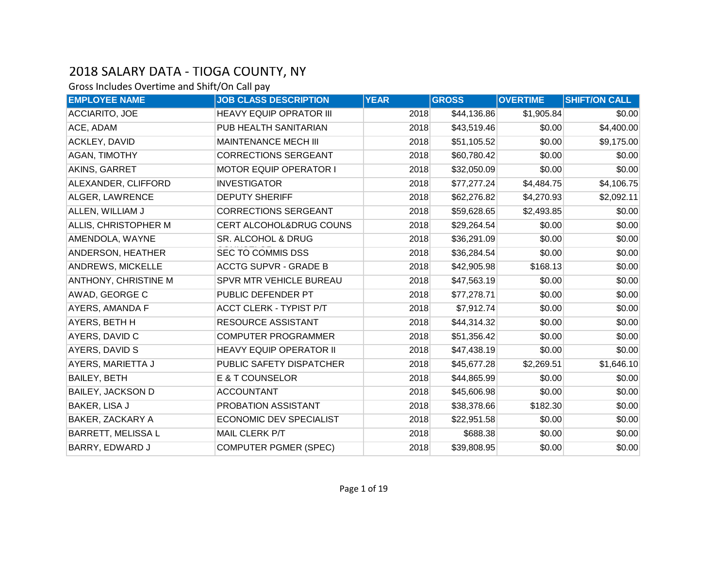# 2018 SALARY DATA - TIOGA COUNTY, NY

Gross Includes Overtime and Shift/On Call pay

| EMPLOYEE NAME | JOB CLASS DESCRIPTION | YEAR | GROSS | OVERTIME | SHIFT/ON CALL |
|---|---|---|---|---|---|
| ACCIARITO, JOE | HEAVY EQUIP OPRATOR III | 2018 | $44,136.86 | $1,905.84 | $0.00 |
| ACE, ADAM | PUB HEALTH SANITARIAN | 2018 | $43,519.46 | $0.00 | $4,400.00 |
| ACKLEY, DAVID | MAINTENANCE MECH III | 2018 | $51,105.52 | $0.00 | $9,175.00 |
| AGAN, TIMOTHY | CORRECTIONS SERGEANT | 2018 | $60,780.42 | $0.00 | $0.00 |
| AKINS, GARRET | MOTOR EQUIP OPERATOR I | 2018 | $32,050.09 | $0.00 | $0.00 |
| ALEXANDER, CLIFFORD | INVESTIGATOR | 2018 | $77,277.24 | $4,484.75 | $4,106.75 |
| ALGER, LAWRENCE | DEPUTY SHERIFF | 2018 | $62,276.82 | $4,270.93 | $2,092.11 |
| ALLEN, WILLIAM J | CORRECTIONS SERGEANT | 2018 | $59,628.65 | $2,493.85 | $0.00 |
| ALLIS, CHRISTOPHER M | CERT ALCOHOL&DRUG COUNS | 2018 | $29,264.54 | $0.00 | $0.00 |
| AMENDOLA, WAYNE | SR. ALCOHOL & DRUG COUNSELOR | 2018 | $36,291.09 | $0.00 | $0.00 |
| ANDERSON, HEATHER | SEC TO COMMIS DSS | 2018 | $36,284.54 | $0.00 | $0.00 |
| ANDREWS, MICKELLE | ACCTG SUPVR - GRADE B | 2018 | $42,905.98 | $168.13 | $0.00 |
| ANTHONY, CHRISTINE M | SPVR MTR VEHICLE BUREAU | 2018 | $47,563.19 | $0.00 | $0.00 |
| AWAD, GEORGE C | PUBLIC DEFENDER PT | 2018 | $77,278.71 | $0.00 | $0.00 |
| AYERS, AMANDA F | ACCT CLERK - TYPIST P/T | 2018 | $7,912.74 | $0.00 | $0.00 |
| AYERS, BETH H | RESOURCE ASSISTANT | 2018 | $44,314.32 | $0.00 | $0.00 |
| AYERS, DAVID C | COMPUTER PROGRAMMER | 2018 | $51,356.42 | $0.00 | $0.00 |
| AYERS, DAVID S | HEAVY EQUIP OPERATOR II | 2018 | $47,438.19 | $0.00 | $0.00 |
| AYERS, MARIETTA J | PUBLIC SAFETY DISPATCHER | 2018 | $45,677.28 | $2,269.51 | $1,646.10 |
| BAILEY, BETH | E & T COUNSELOR | 2018 | $44,865.99 | $0.00 | $0.00 |
| BAILEY, JACKSON D | ACCOUNTANT | 2018 | $45,606.98 | $0.00 | $0.00 |
| BAKER, LISA J | PROBATION ASSISTANT | 2018 | $38,378.66 | $182.30 | $0.00 |
| BAKER, ZACKARY A | ECONOMIC DEV SPECIALIST | 2018 | $22,951.58 | $0.00 | $0.00 |
| BARRETT, MELISSA L | MAIL CLERK P/T | 2018 | $688.38 | $0.00 | $0.00 |
| BARRY, EDWARD J | COMPUTER PGMER (SPEC) | 2018 | $39,808.95 | $0.00 | $0.00 |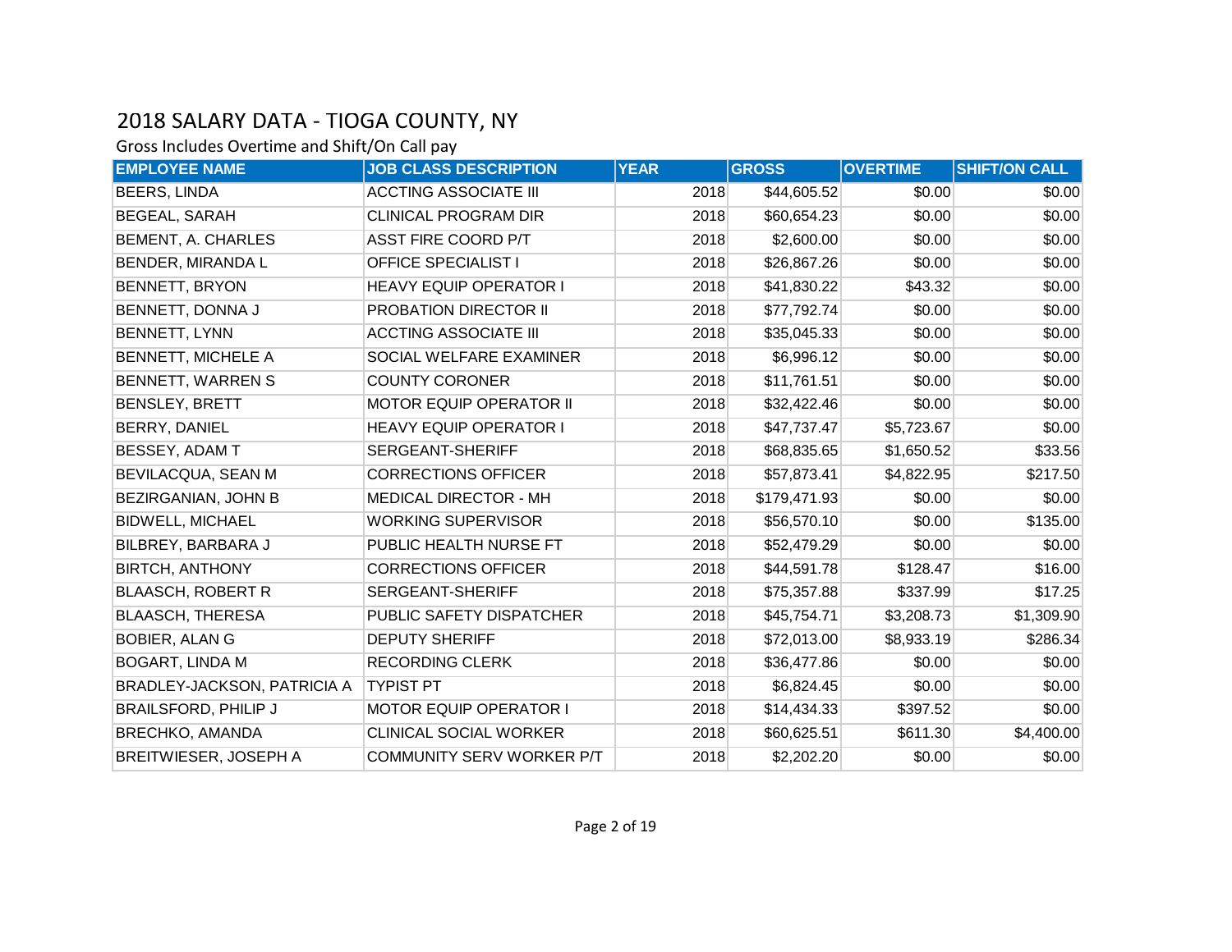# 2018 SALARY DATA - TIOGA COUNTY, NY

Gross Includes Overtime and Shift/On Call pay

| EMPLOYEE NAME | JOB CLASS DESCRIPTION | YEAR | GROSS | OVERTIME | SHIFT/ON CALL |
|---|---|---|---|---|---|
| BEERS, LINDA | ACCTING ASSOCIATE III | 2018 | $44,605.52 | $0.00 | $0.00 |
| BEGEAL, SARAH | CLINICAL PROGRAM DIR | 2018 | $60,654.23 | $0.00 | $0.00 |
| BEMENT, A. CHARLES | ASST FIRE COORD P/T | 2018 | $2,600.00 | $0.00 | $0.00 |
| BENDER, MIRANDA L | OFFICE SPECIALIST I | 2018 | $26,867.26 | $0.00 | $0.00 |
| BENNETT, BRYON | HEAVY EQUIP OPERATOR I | 2018 | $41,830.22 | $43.32 | $0.00 |
| BENNETT, DONNA J | PROBATION DIRECTOR II | 2018 | $77,792.74 | $0.00 | $0.00 |
| BENNETT, LYNN | ACCTING ASSOCIATE III | 2018 | $35,045.33 | $0.00 | $0.00 |
| BENNETT, MICHELE A | SOCIAL WELFARE EXAMINER | 2018 | $6,996.12 | $0.00 | $0.00 |
| BENNETT, WARREN S | COUNTY CORONER | 2018 | $11,761.51 | $0.00 | $0.00 |
| BENSLEY, BRETT | MOTOR EQUIP OPERATOR II | 2018 | $32,422.46 | $0.00 | $0.00 |
| BERRY, DANIEL | HEAVY EQUIP OPERATOR I | 2018 | $47,737.47 | $5,723.67 | $0.00 |
| BESSEY, ADAM T | SERGEANT-SHERIFF | 2018 | $68,835.65 | $1,650.52 | $33.56 |
| BEVILACQUA, SEAN M | CORRECTIONS OFFICER | 2018 | $57,873.41 | $4,822.95 | $217.50 |
| BEZIRGANIAN, JOHN B | MEDICAL DIRECTOR - MH | 2018 | $179,471.93 | $0.00 | $0.00 |
| BIDWELL, MICHAEL | WORKING SUPERVISOR | 2018 | $56,570.10 | $0.00 | $135.00 |
| BILBREY, BARBARA J | PUBLIC HEALTH NURSE FT | 2018 | $52,479.29 | $0.00 | $0.00 |
| BIRTCH, ANTHONY | CORRECTIONS OFFICER | 2018 | $44,591.78 | $128.47 | $16.00 |
| BLAASCH, ROBERT R | SERGEANT-SHERIFF | 2018 | $75,357.88 | $337.99 | $17.25 |
| BLAASCH, THERESA | PUBLIC SAFETY DISPATCHER | 2018 | $45,754.71 | $3,208.73 | $1,309.90 |
| BOBIER, ALAN G | DEPUTY SHERIFF | 2018 | $72,013.00 | $8,933.19 | $286.34 |
| BOGART, LINDA M | RECORDING CLERK | 2018 | $36,477.86 | $0.00 | $0.00 |
| BRADLEY-JACKSON, PATRICIA A | TYPIST PT | 2018 | $6,824.45 | $0.00 | $0.00 |
| BRAILSFORD, PHILIP J | MOTOR EQUIP OPERATOR I | 2018 | $14,434.33 | $397.52 | $0.00 |
| BRECHKO, AMANDA | CLINICAL SOCIAL WORKER | 2018 | $60,625.51 | $611.30 | $4,400.00 |
| BREITWIESER, JOSEPH A | COMMUNITY SERV WORKER P/T | 2018 | $2,202.20 | $0.00 | $0.00 |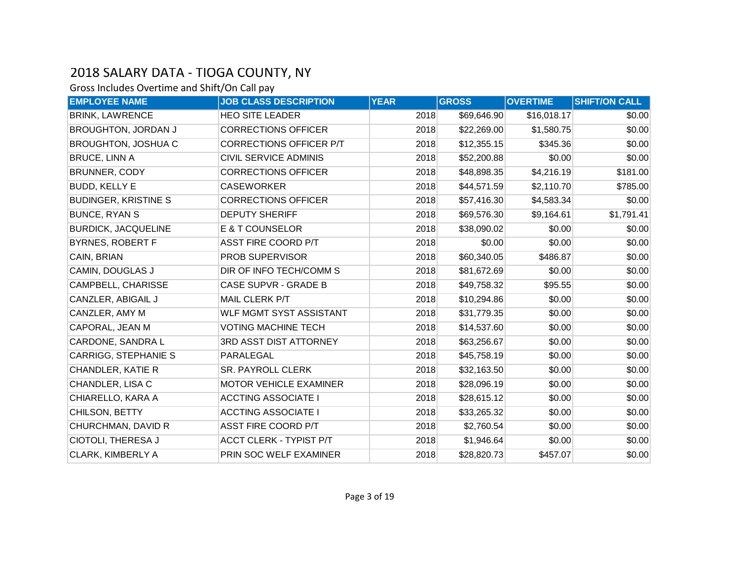# 2018 SALARY DATA - TIOGA COUNTY, NY

Gross Includes Overtime and Shift/On Call pay

| EMPLOYEE NAME | JOB CLASS DESCRIPTION | YEAR | GROSS | OVERTIME | SHIFT/ON CALL |
|---|---|---|---|---|---|
| BRINK, LAWRENCE | HEO SITE LEADER | 2018 | $69,646.90 | $16,018.17 | $0.00 |
| BROUGHTON, JORDAN J | CORRECTIONS OFFICER | 2018 | $22,269.00 | $1,580.75 | $0.00 |
| BROUGHTON, JOSHUA C | CORRECTIONS OFFICER P/T | 2018 | $12,355.15 | $345.36 | $0.00 |
| BRUCE, LINN A | CIVIL SERVICE ADMINIS | 2018 | $52,200.88 | $0.00 | $0.00 |
| BRUNNER, CODY | CORRECTIONS OFFICER | 2018 | $48,898.35 | $4,216.19 | $181.00 |
| BUDD, KELLY E | CASEWORKER | 2018 | $44,571.59 | $2,110.70 | $785.00 |
| BUDINGER, KRISTINE S | CORRECTIONS OFFICER | 2018 | $57,416.30 | $4,583.34 | $0.00 |
| BUNCE, RYAN S | DEPUTY SHERIFF | 2018 | $69,576.30 | $9,164.61 | $1,791.41 |
| BURDICK, JACQUELINE | E & T COUNSELOR | 2018 | $38,090.02 | $0.00 | $0.00 |
| BYRNES, ROBERT F | ASST FIRE COORD P/T | 2018 | $0.00 | $0.00 | $0.00 |
| CAIN, BRIAN | PROB SUPERVISOR | 2018 | $60,340.05 | $486.87 | $0.00 |
| CAMIN, DOUGLAS J | DIR OF INFO TECH/COMM S | 2018 | $81,672.69 | $0.00 | $0.00 |
| CAMPBELL, CHARISSE | CASE SUPVR - GRADE B | 2018 | $49,758.32 | $95.55 | $0.00 |
| CANZLER, ABIGAIL J | MAIL CLERK P/T | 2018 | $10,294.86 | $0.00 | $0.00 |
| CANZLER, AMY M | WLF MGMT SYST ASSISTANT | 2018 | $31,779.35 | $0.00 | $0.00 |
| CAPORAL, JEAN M | VOTING MACHINE TECH | 2018 | $14,537.60 | $0.00 | $0.00 |
| CARDONE, SANDRA L | 3RD ASST DIST ATTORNEY | 2018 | $63,256.67 | $0.00 | $0.00 |
| CARRIGG, STEPHANIE S | PARALEGAL | 2018 | $45,758.19 | $0.00 | $0.00 |
| CHANDLER, KATIE R | SR. PAYROLL CLERK | 2018 | $32,163.50 | $0.00 | $0.00 |
| CHANDLER, LISA C | MOTOR VEHICLE EXAMINER | 2018 | $28,096.19 | $0.00 | $0.00 |
| CHIARELLO, KARA A | ACCTING ASSOCIATE I | 2018 | $28,615.12 | $0.00 | $0.00 |
| CHILSON, BETTY | ACCTING ASSOCIATE I | 2018 | $33,265.32 | $0.00 | $0.00 |
| CHURCHMAN, DAVID R | ASST FIRE COORD P/T | 2018 | $2,760.54 | $0.00 | $0.00 |
| CIOTOLI, THERESA J | ACCT CLERK - TYPIST P/T | 2018 | $1,946.64 | $0.00 | $0.00 |
| CLARK, KIMBERLY A | PRIN SOC WELF EXAMINER | 2018 | $28,820.73 | $457.07 | $0.00 |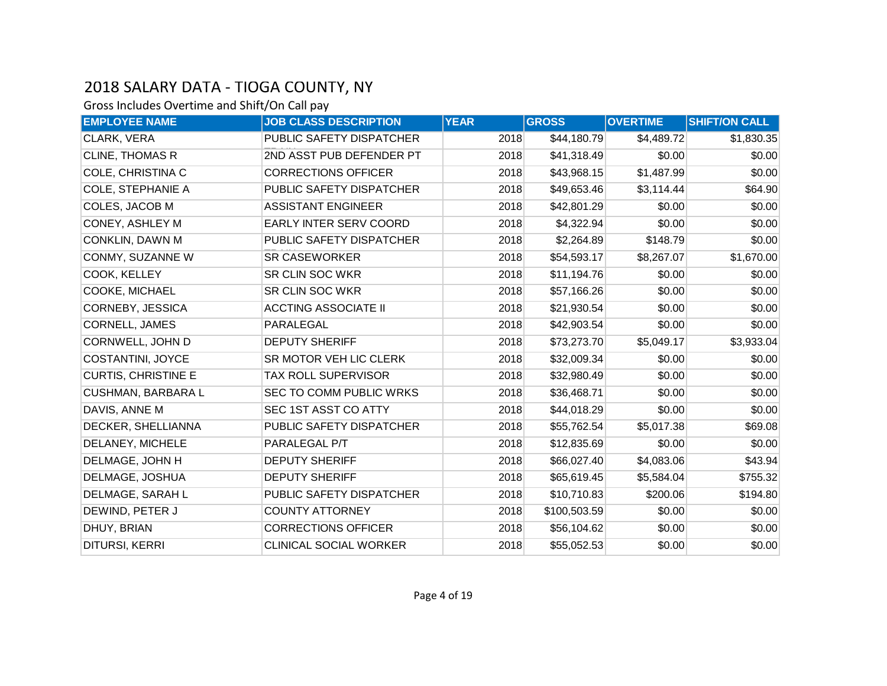# 2018 SALARY DATA - TIOGA COUNTY, NY

Gross Includes Overtime and Shift/On Call pay

| EMPLOYEE NAME | JOB CLASS DESCRIPTION | YEAR | GROSS | OVERTIME | SHIFT/ON CALL |
|---|---|---|---|---|---|
| CLARK, VERA | PUBLIC SAFETY DISPATCHER | 2018 | $44,180.79 | $4,489.72 | $1,830.35 |
| CLINE, THOMAS R | 2ND ASST PUB DEFENDER PT | 2018 | $41,318.49 | $0.00 | $0.00 |
| COLE, CHRISTINA C | CORRECTIONS OFFICER | 2018 | $43,968.15 | $1,487.99 | $0.00 |
| COLE, STEPHANIE A | PUBLIC SAFETY DISPATCHER | 2018 | $49,653.46 | $3,114.44 | $64.90 |
| COLES, JACOB M | ASSISTANT ENGINEER | 2018 | $42,801.29 | $0.00 | $0.00 |
| CONEY, ASHLEY M | EARLY INTER SERV COORD | 2018 | $4,322.94 | $0.00 | $0.00 |
| CONKLIN, DAWN M | PUBLIC SAFETY DISPATCHER | 2018 | $2,264.89 | $148.79 | $0.00 |
| CONMY, SUZANNE W | SR CASEWORKER | 2018 | $54,593.17 | $8,267.07 | $1,670.00 |
| COOK, KELLEY | SR CLIN SOC WKR | 2018 | $11,194.76 | $0.00 | $0.00 |
| COOKE, MICHAEL | SR CLIN SOC WKR | 2018 | $57,166.26 | $0.00 | $0.00 |
| CORNEBY, JESSICA | ACCTING ASSOCIATE II | 2018 | $21,930.54 | $0.00 | $0.00 |
| CORNELL, JAMES | PARALEGAL | 2018 | $42,903.54 | $0.00 | $0.00 |
| CORNWELL, JOHN D | DEPUTY SHERIFF | 2018 | $73,273.70 | $5,049.17 | $3,933.04 |
| COSTANTINI, JOYCE | SR MOTOR VEH LIC CLERK | 2018 | $32,009.34 | $0.00 | $0.00 |
| CURTIS, CHRISTINE E | TAX ROLL SUPERVISOR | 2018 | $32,980.49 | $0.00 | $0.00 |
| CUSHMAN, BARBARA L | SEC TO COMM PUBLIC WRKS | 2018 | $36,468.71 | $0.00 | $0.00 |
| DAVIS, ANNE M | SEC 1ST ASST CO ATTY | 2018 | $44,018.29 | $0.00 | $0.00 |
| DECKER, SHELLIANNA | PUBLIC SAFETY DISPATCHER | 2018 | $55,762.54 | $5,017.38 | $69.08 |
| DELANEY, MICHELE | PARALEGAL P/T | 2018 | $12,835.69 | $0.00 | $0.00 |
| DELMAGE, JOHN H | DEPUTY SHERIFF | 2018 | $66,027.40 | $4,083.06 | $43.94 |
| DELMAGE, JOSHUA | DEPUTY SHERIFF | 2018 | $65,619.45 | $5,584.04 | $755.32 |
| DELMAGE, SARAH L | PUBLIC SAFETY DISPATCHER | 2018 | $10,710.83 | $200.06 | $194.80 |
| DEWIND, PETER J | COUNTY ATTORNEY | 2018 | $100,503.59 | $0.00 | $0.00 |
| DHUY, BRIAN | CORRECTIONS OFFICER | 2018 | $56,104.62 | $0.00 | $0.00 |
| DITURSI, KERRI | CLINICAL SOCIAL WORKER | 2018 | $55,052.53 | $0.00 | $0.00 |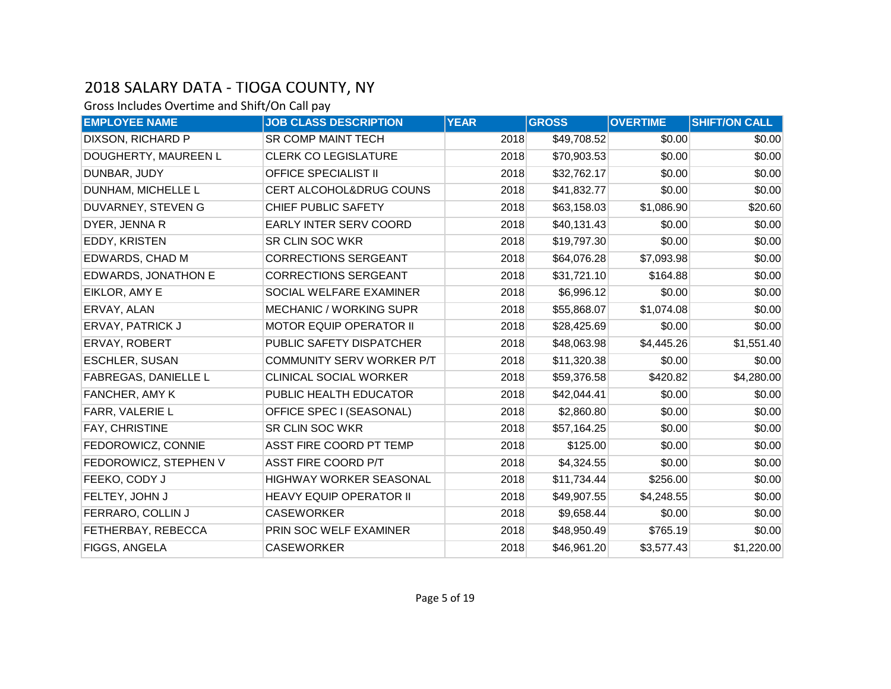# 2018 SALARY DATA - TIOGA COUNTY, NY

Gross Includes Overtime and Shift/On Call pay

| EMPLOYEE NAME | JOB CLASS DESCRIPTION | YEAR | GROSS | OVERTIME | SHIFT/ON CALL |
|---|---|---|---|---|---|
| DIXSON, RICHARD P | SR COMP MAINT TECH | 2018 | $49,708.52 | $0.00 | $0.00 |
| DOUGHERTY, MAUREEN L | CLERK CO LEGISLATURE | 2018 | $70,903.53 | $0.00 | $0.00 |
| DUNBAR, JUDY | OFFICE SPECIALIST II | 2018 | $32,762.17 | $0.00 | $0.00 |
| DUNHAM, MICHELLE L | CERT ALCOHOL&DRUG COUNS | 2018 | $41,832.77 | $0.00 | $0.00 |
| DUVARNEY, STEVEN G | CHIEF PUBLIC SAFETY | 2018 | $63,158.03 | $1,086.90 | $20.60 |
| DYER, JENNA R | EARLY INTER SERV COORD | 2018 | $40,131.43 | $0.00 | $0.00 |
| EDDY, KRISTEN | SR CLIN SOC WKR | 2018 | $19,797.30 | $0.00 | $0.00 |
| EDWARDS, CHAD M | CORRECTIONS SERGEANT | 2018 | $64,076.28 | $7,093.98 | $0.00 |
| EDWARDS, JONATHON E | CORRECTIONS SERGEANT | 2018 | $31,721.10 | $164.88 | $0.00 |
| EIKLOR, AMY E | SOCIAL WELFARE EXAMINER | 2018 | $6,996.12 | $0.00 | $0.00 |
| ERVAY, ALAN | MECHANIC / WORKING SUPR | 2018 | $55,868.07 | $1,074.08 | $0.00 |
| ERVAY, PATRICK J | MOTOR EQUIP OPERATOR II | 2018 | $28,425.69 | $0.00 | $0.00 |
| ERVAY, ROBERT | PUBLIC SAFETY DISPATCHER | 2018 | $48,063.98 | $4,445.26 | $1,551.40 |
| ESCHLER, SUSAN | COMMUNITY SERV WORKER P/T | 2018 | $11,320.38 | $0.00 | $0.00 |
| FABREGAS, DANIELLE L | CLINICAL SOCIAL WORKER | 2018 | $59,376.58 | $420.82 | $4,280.00 |
| FANCHER, AMY K | PUBLIC HEALTH EDUCATOR | 2018 | $42,044.41 | $0.00 | $0.00 |
| FARR, VALERIE L | OFFICE SPEC I (SEASONAL) | 2018 | $2,860.80 | $0.00 | $0.00 |
| FAY, CHRISTINE | SR CLIN SOC WKR | 2018 | $57,164.25 | $0.00 | $0.00 |
| FEDOROWICZ, CONNIE | ASST FIRE COORD PT TEMP | 2018 | $125.00 | $0.00 | $0.00 |
| FEDOROWICZ, STEPHEN V | ASST FIRE COORD P/T | 2018 | $4,324.55 | $0.00 | $0.00 |
| FEEKO, CODY J | HIGHWAY WORKER SEASONAL | 2018 | $11,734.44 | $256.00 | $0.00 |
| FELTEY, JOHN J | HEAVY EQUIP OPERATOR II | 2018 | $49,907.55 | $4,248.55 | $0.00 |
| FERRARO, COLLIN J | CASEWORKER | 2018 | $9,658.44 | $0.00 | $0.00 |
| FETHERBAY, REBECCA | PRIN SOC WELF EXAMINER | 2018 | $48,950.49 | $765.19 | $0.00 |
| FIGGS, ANGELA | CASEWORKER | 2018 | $46,961.20 | $3,577.43 | $1,220.00 |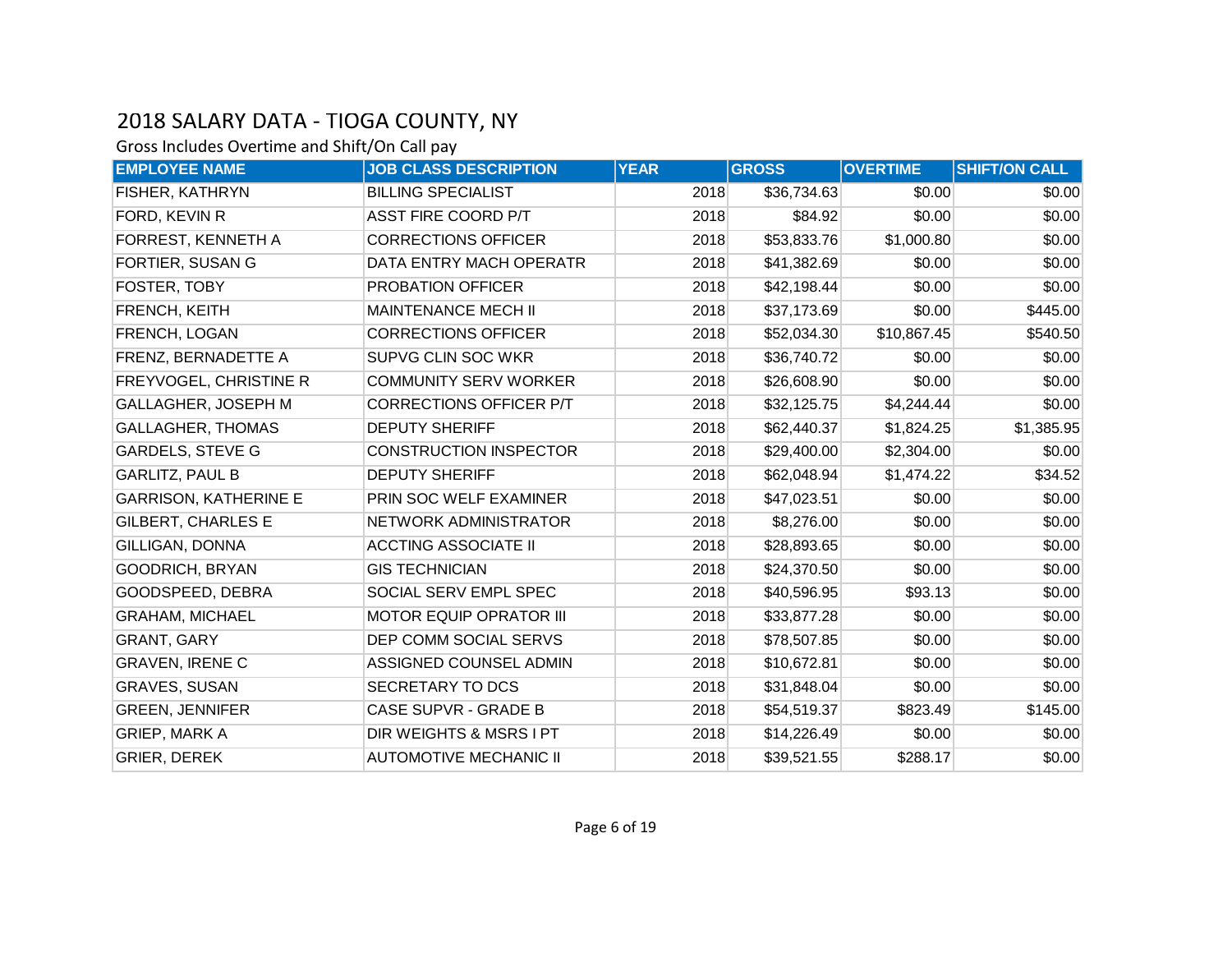# 2018 SALARY DATA - TIOGA COUNTY, NY

Gross Includes Overtime and Shift/On Call pay

| EMPLOYEE NAME | JOB CLASS DESCRIPTION | YEAR | GROSS | OVERTIME | SHIFT/ON CALL |
|---|---|---|---|---|---|
| FISHER, KATHRYN | BILLING SPECIALIST | 2018 | $36,734.63 | $0.00 | $0.00 |
| FORD, KEVIN R | ASST FIRE COORD P/T | 2018 | $84.92 | $0.00 | $0.00 |
| FORREST, KENNETH A | CORRECTIONS OFFICER | 2018 | $53,833.76 | $1,000.80 | $0.00 |
| FORTIER, SUSAN G | DATA ENTRY MACH OPERATR | 2018 | $41,382.69 | $0.00 | $0.00 |
| FOSTER, TOBY | PROBATION OFFICER | 2018 | $42,198.44 | $0.00 | $0.00 |
| FRENCH, KEITH | MAINTENANCE MECH II | 2018 | $37,173.69 | $0.00 | $445.00 |
| FRENCH, LOGAN | CORRECTIONS OFFICER | 2018 | $52,034.30 | $10,867.45 | $540.50 |
| FRENZ, BERNADETTE A | SUPVG CLIN SOC WKR | 2018 | $36,740.72 | $0.00 | $0.00 |
| FREYVOGEL, CHRISTINE R | COMMUNITY SERV WORKER | 2018 | $26,608.90 | $0.00 | $0.00 |
| GALLAGHER, JOSEPH M | CORRECTIONS OFFICER P/T | 2018 | $32,125.75 | $4,244.44 | $0.00 |
| GALLAGHER, THOMAS | DEPUTY SHERIFF | 2018 | $62,440.37 | $1,824.25 | $1,385.95 |
| GARDELS, STEVE G | CONSTRUCTION INSPECTOR | 2018 | $29,400.00 | $2,304.00 | $0.00 |
| GARLITZ, PAUL B | DEPUTY SHERIFF | 2018 | $62,048.94 | $1,474.22 | $34.52 |
| GARRISON, KATHERINE E | PRIN SOC WELF EXAMINER | 2018 | $47,023.51 | $0.00 | $0.00 |
| GILBERT, CHARLES E | NETWORK ADMINISTRATOR | 2018 | $8,276.00 | $0.00 | $0.00 |
| GILLIGAN, DONNA | ACCTING ASSOCIATE II | 2018 | $28,893.65 | $0.00 | $0.00 |
| GOODRICH, BRYAN | GIS TECHNICIAN | 2018 | $24,370.50 | $0.00 | $0.00 |
| GOODSPEED, DEBRA | SOCIAL SERV EMPL SPEC | 2018 | $40,596.95 | $93.13 | $0.00 |
| GRAHAM, MICHAEL | MOTOR EQUIP OPRATOR III | 2018 | $33,877.28 | $0.00 | $0.00 |
| GRANT, GARY | DEP COMM SOCIAL SERVS | 2018 | $78,507.85 | $0.00 | $0.00 |
| GRAVEN, IRENE C | ASSIGNED COUNSEL ADMIN | 2018 | $10,672.81 | $0.00 | $0.00 |
| GRAVES, SUSAN | SECRETARY TO DCS | 2018 | $31,848.04 | $0.00 | $0.00 |
| GREEN, JENNIFER | CASE SUPVR - GRADE B | 2018 | $54,519.37 | $823.49 | $145.00 |
| GRIEP, MARK A | DIR WEIGHTS & MSRS I PT | 2018 | $14,226.49 | $0.00 | $0.00 |
| GRIER, DEREK | AUTOMOTIVE MECHANIC II | 2018 | $39,521.55 | $288.17 | $0.00 |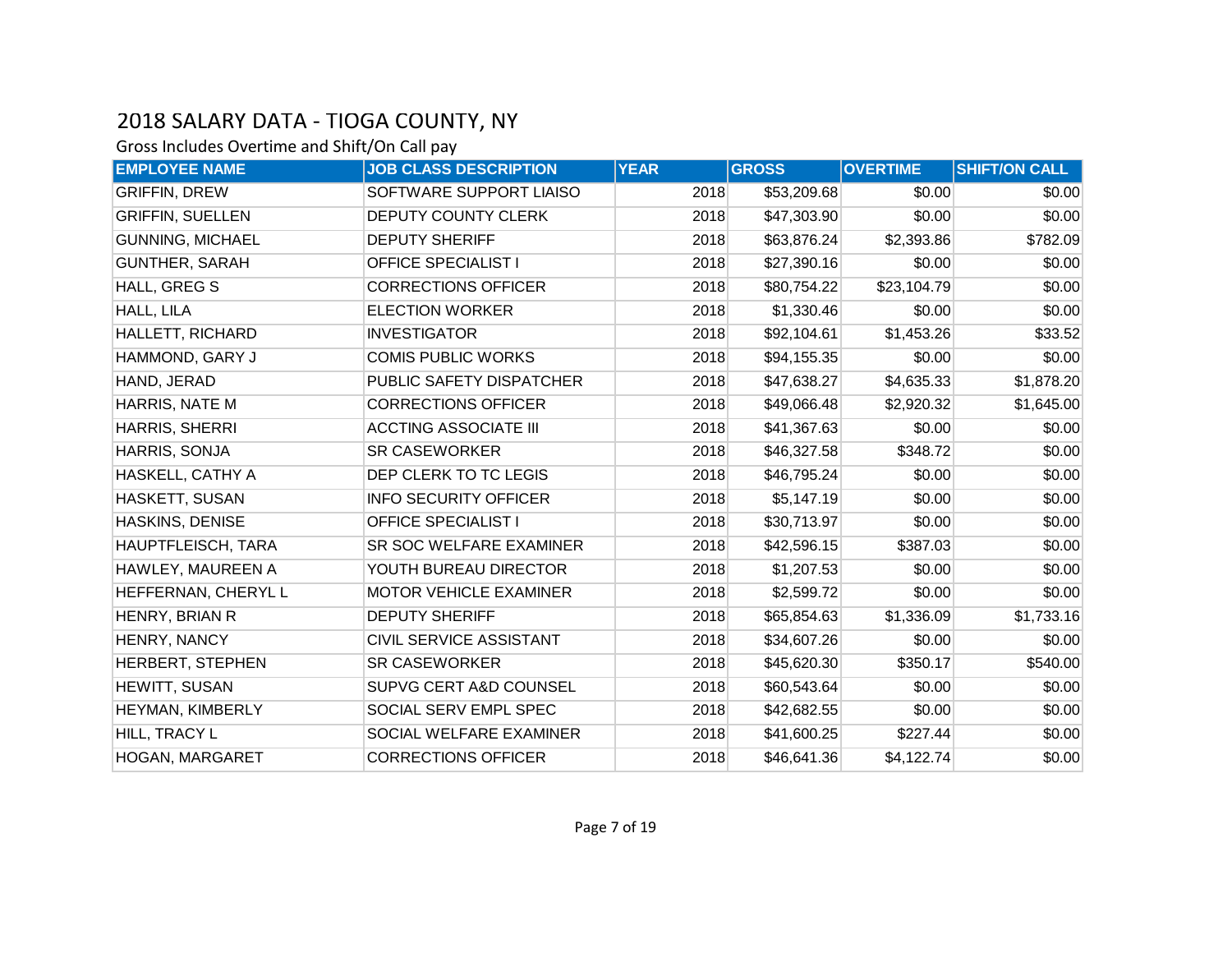# 2018 SALARY DATA - TIOGA COUNTY, NY

Gross Includes Overtime and Shift/On Call pay

| EMPLOYEE NAME | JOB CLASS DESCRIPTION | YEAR | GROSS | OVERTIME | SHIFT/ON CALL |
|---|---|---|---|---|---|
| GRIFFIN, DREW | SOFTWARE SUPPORT LIAISO | 2018 | $53,209.68 | $0.00 | $0.00 |
| GRIFFIN, SUELLEN | DEPUTY COUNTY CLERK | 2018 | $47,303.90 | $0.00 | $0.00 |
| GUNNING, MICHAEL | DEPUTY SHERIFF | 2018 | $63,876.24 | $2,393.86 | $782.09 |
| GUNTHER, SARAH | OFFICE SPECIALIST I | 2018 | $27,390.16 | $0.00 | $0.00 |
| HALL, GREG S | CORRECTIONS OFFICER | 2018 | $80,754.22 | $23,104.79 | $0.00 |
| HALL, LILA | ELECTION WORKER | 2018 | $1,330.46 | $0.00 | $0.00 |
| HALLETT, RICHARD | INVESTIGATOR | 2018 | $92,104.61 | $1,453.26 | $33.52 |
| HAMMOND, GARY J | COMIS PUBLIC WORKS | 2018 | $94,155.35 | $0.00 | $0.00 |
| HAND, JERAD | PUBLIC SAFETY DISPATCHER | 2018 | $47,638.27 | $4,635.33 | $1,878.20 |
| HARRIS, NATE M | CORRECTIONS OFFICER | 2018 | $49,066.48 | $2,920.32 | $1,645.00 |
| HARRIS, SHERRI | ACCTING ASSOCIATE III | 2018 | $41,367.63 | $0.00 | $0.00 |
| HARRIS, SONJA | SR CASEWORKER | 2018 | $46,327.58 | $348.72 | $0.00 |
| HASKELL, CATHY A | DEP CLERK TO TC LEGIS | 2018 | $46,795.24 | $0.00 | $0.00 |
| HASKETT, SUSAN | INFO SECURITY OFFICER | 2018 | $5,147.19 | $0.00 | $0.00 |
| HASKINS, DENISE | OFFICE SPECIALIST I | 2018 | $30,713.97 | $0.00 | $0.00 |
| HAUPTFLEISCH, TARA | SR SOC WELFARE EXAMINER | 2018 | $42,596.15 | $387.03 | $0.00 |
| HAWLEY, MAUREEN A | YOUTH BUREAU DIRECTOR | 2018 | $1,207.53 | $0.00 | $0.00 |
| HEFFERNAN, CHERYL L | MOTOR VEHICLE EXAMINER | 2018 | $2,599.72 | $0.00 | $0.00 |
| HENRY, BRIAN R | DEPUTY SHERIFF | 2018 | $65,854.63 | $1,336.09 | $1,733.16 |
| HENRY, NANCY | CIVIL SERVICE ASSISTANT | 2018 | $34,607.26 | $0.00 | $0.00 |
| HERBERT, STEPHEN | SR CASEWORKER | 2018 | $45,620.30 | $350.17 | $540.00 |
| HEWITT, SUSAN | SUPVG CERT A&D COUNSEL | 2018 | $60,543.64 | $0.00 | $0.00 |
| HEYMAN, KIMBERLY | SOCIAL SERV EMPL SPEC | 2018 | $42,682.55 | $0.00 | $0.00 |
| HILL, TRACY L | SOCIAL WELFARE EXAMINER | 2018 | $41,600.25 | $227.44 | $0.00 |
| HOGAN, MARGARET | CORRECTIONS OFFICER | 2018 | $46,641.36 | $4,122.74 | $0.00 |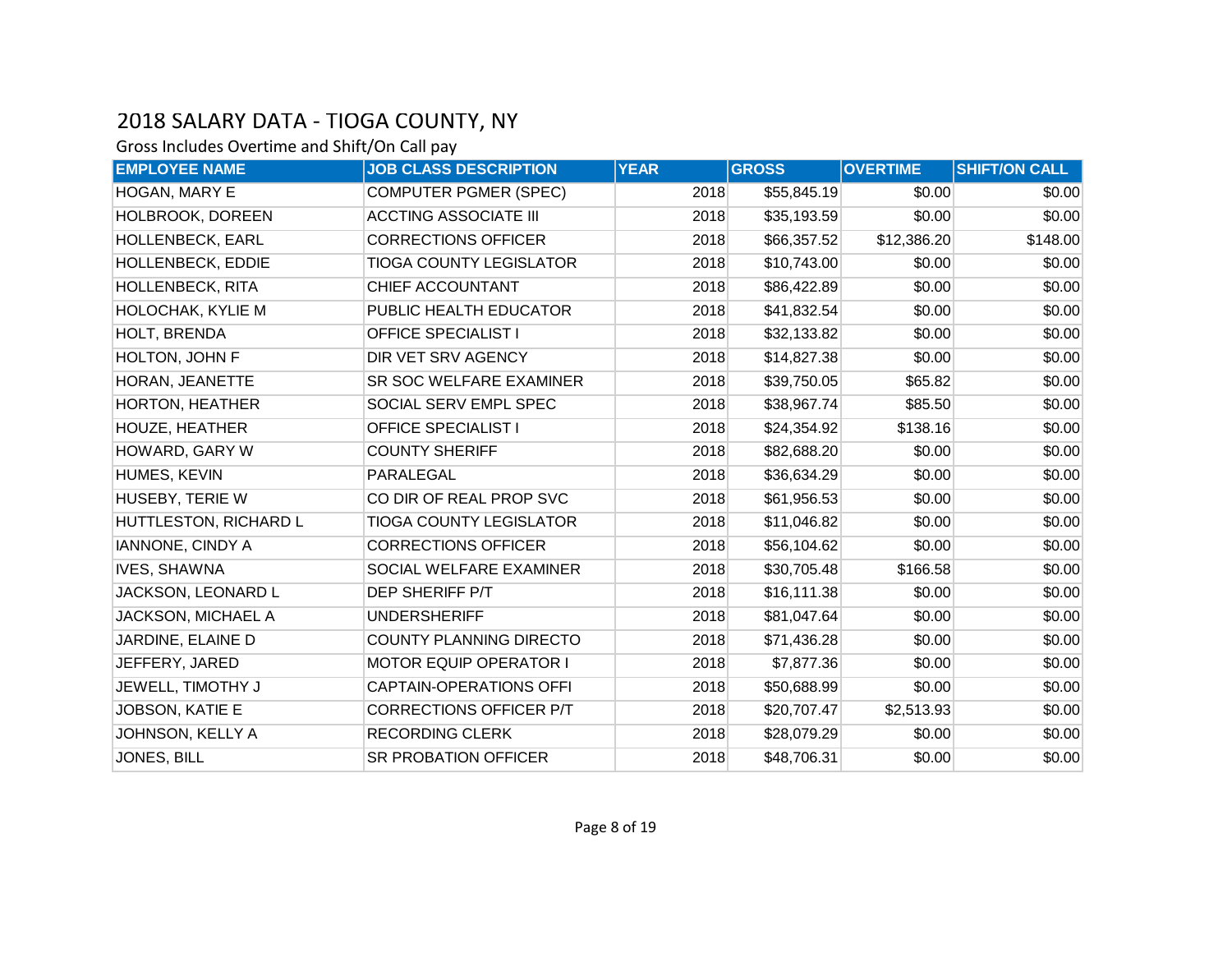# 2018 SALARY DATA - TIOGA COUNTY, NY

Gross Includes Overtime and Shift/On Call pay

| EMPLOYEE NAME | JOB CLASS DESCRIPTION | YEAR | GROSS | OVERTIME | SHIFT/ON CALL |
|---|---|---|---|---|---|
| HOGAN, MARY E | COMPUTER PGMER (SPEC) | 2018 | $55,845.19 | $0.00 | $0.00 |
| HOLBROOK, DOREEN | ACCTING ASSOCIATE III | 2018 | $35,193.59 | $0.00 | $0.00 |
| HOLLENBECK, EARL | CORRECTIONS OFFICER | 2018 | $66,357.52 | $12,386.20 | $148.00 |
| HOLLENBECK, EDDIE | TIOGA COUNTY LEGISLATOR | 2018 | $10,743.00 | $0.00 | $0.00 |
| HOLLENBECK, RITA | CHIEF ACCOUNTANT | 2018 | $86,422.89 | $0.00 | $0.00 |
| HOLOCHAK, KYLIE M | PUBLIC HEALTH EDUCATOR | 2018 | $41,832.54 | $0.00 | $0.00 |
| HOLT, BRENDA | OFFICE SPECIALIST I | 2018 | $32,133.82 | $0.00 | $0.00 |
| HOLTON, JOHN F | DIR VET SRV AGENCY | 2018 | $14,827.38 | $0.00 | $0.00 |
| HORAN, JEANETTE | SR SOC WELFARE EXAMINER | 2018 | $39,750.05 | $65.82 | $0.00 |
| HORTON, HEATHER | SOCIAL SERV EMPL SPEC | 2018 | $38,967.74 | $85.50 | $0.00 |
| HOUZE, HEATHER | OFFICE SPECIALIST I | 2018 | $24,354.92 | $138.16 | $0.00 |
| HOWARD, GARY W | COUNTY SHERIFF | 2018 | $82,688.20 | $0.00 | $0.00 |
| HUMES, KEVIN | PARALEGAL | 2018 | $36,634.29 | $0.00 | $0.00 |
| HUSEBY, TERIE W | CO DIR OF REAL PROP SVC | 2018 | $61,956.53 | $0.00 | $0.00 |
| HUTTLESTON, RICHARD L | TIOGA COUNTY LEGISLATOR | 2018 | $11,046.82 | $0.00 | $0.00 |
| IANNONE, CINDY A | CORRECTIONS OFFICER | 2018 | $56,104.62 | $0.00 | $0.00 |
| IVES, SHAWNA | SOCIAL WELFARE EXAMINER | 2018 | $30,705.48 | $166.58 | $0.00 |
| JACKSON, LEONARD L | DEP SHERIFF P/T | 2018 | $16,111.38 | $0.00 | $0.00 |
| JACKSON, MICHAEL A | UNDERSHERIFF | 2018 | $81,047.64 | $0.00 | $0.00 |
| JARDINE, ELAINE D | COUNTY PLANNING DIRECTO | 2018 | $71,436.28 | $0.00 | $0.00 |
| JEFFERY, JARED | MOTOR EQUIP OPERATOR I | 2018 | $7,877.36 | $0.00 | $0.00 |
| JEWELL, TIMOTHY J | CAPTAIN-OPERATIONS OFFI | 2018 | $50,688.99 | $0.00 | $0.00 |
| JOBSON, KATIE E | CORRECTIONS OFFICER P/T | 2018 | $20,707.47 | $2,513.93 | $0.00 |
| JOHNSON, KELLY A | RECORDING CLERK | 2018 | $28,079.29 | $0.00 | $0.00 |
| JONES, BILL | SR PROBATION OFFICER | 2018 | $48,706.31 | $0.00 | $0.00 |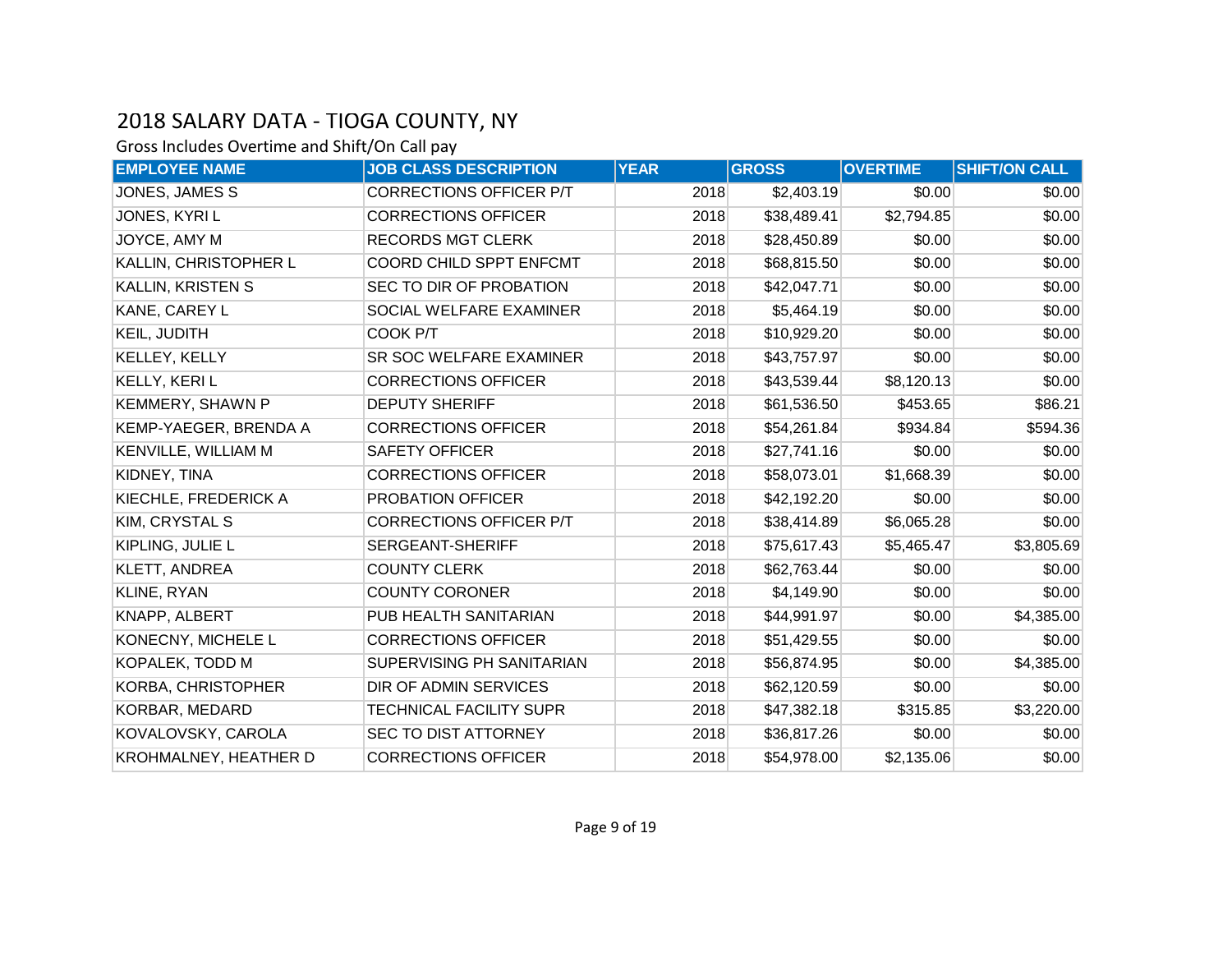# 2018 SALARY DATA - TIOGA COUNTY, NY

Gross Includes Overtime and Shift/On Call pay

| EMPLOYEE NAME | JOB CLASS DESCRIPTION | YEAR | GROSS | OVERTIME | SHIFT/ON CALL |
|---|---|---|---|---|---|
| JONES, JAMES S | CORRECTIONS OFFICER P/T | 2018 | $2,403.19 | $0.00 | $0.00 |
| JONES, KYRI L | CORRECTIONS OFFICER | 2018 | $38,489.41 | $2,794.85 | $0.00 |
| JOYCE, AMY M | RECORDS MGT CLERK | 2018 | $28,450.89 | $0.00 | $0.00 |
| KALLIN, CHRISTOPHER L | COORD CHILD SPPT ENFCMT | 2018 | $68,815.50 | $0.00 | $0.00 |
| KALLIN, KRISTEN S | SEC TO DIR OF PROBATION | 2018 | $42,047.71 | $0.00 | $0.00 |
| KANE, CAREY L | SOCIAL WELFARE EXAMINER | 2018 | $5,464.19 | $0.00 | $0.00 |
| KEIL, JUDITH | COOK P/T | 2018 | $10,929.20 | $0.00 | $0.00 |
| KELLEY, KELLY | SR SOC WELFARE EXAMINER | 2018 | $43,757.97 | $0.00 | $0.00 |
| KELLY, KERI L | CORRECTIONS OFFICER | 2018 | $43,539.44 | $8,120.13 | $0.00 |
| KEMMERY, SHAWN P | DEPUTY SHERIFF | 2018 | $61,536.50 | $453.65 | $86.21 |
| KEMP-YAEGER, BRENDA A | CORRECTIONS OFFICER | 2018 | $54,261.84 | $934.84 | $594.36 |
| KENVILLE, WILLIAM M | SAFETY OFFICER | 2018 | $27,741.16 | $0.00 | $0.00 |
| KIDNEY, TINA | CORRECTIONS OFFICER | 2018 | $58,073.01 | $1,668.39 | $0.00 |
| KIECHLE, FREDERICK A | PROBATION OFFICER | 2018 | $42,192.20 | $0.00 | $0.00 |
| KIM, CRYSTAL S | CORRECTIONS OFFICER P/T | 2018 | $38,414.89 | $6,065.28 | $0.00 |
| KIPLING, JULIE L | SERGEANT-SHERIFF | 2018 | $75,617.43 | $5,465.47 | $3,805.69 |
| KLETT, ANDREA | COUNTY CLERK | 2018 | $62,763.44 | $0.00 | $0.00 |
| KLINE, RYAN | COUNTY CORONER | 2018 | $4,149.90 | $0.00 | $0.00 |
| KNAPP, ALBERT | PUB HEALTH SANITARIAN | 2018 | $44,991.97 | $0.00 | $4,385.00 |
| KONECNY, MICHELE L | CORRECTIONS OFFICER | 2018 | $51,429.55 | $0.00 | $0.00 |
| KOPALEK, TODD M | SUPERVISING PH SANITARIAN | 2018 | $56,874.95 | $0.00 | $4,385.00 |
| KORBA, CHRISTOPHER | DIR OF ADMIN SERVICES | 2018 | $62,120.59 | $0.00 | $0.00 |
| KORBAR, MEDARD | TECHNICAL FACILITY SUPR | 2018 | $47,382.18 | $315.85 | $3,220.00 |
| KOVALOVSKY, CAROLA | SEC TO DIST ATTORNEY | 2018 | $36,817.26 | $0.00 | $0.00 |
| KROHMALNEY, HEATHER D | CORRECTIONS OFFICER | 2018 | $54,978.00 | $2,135.06 | $0.00 |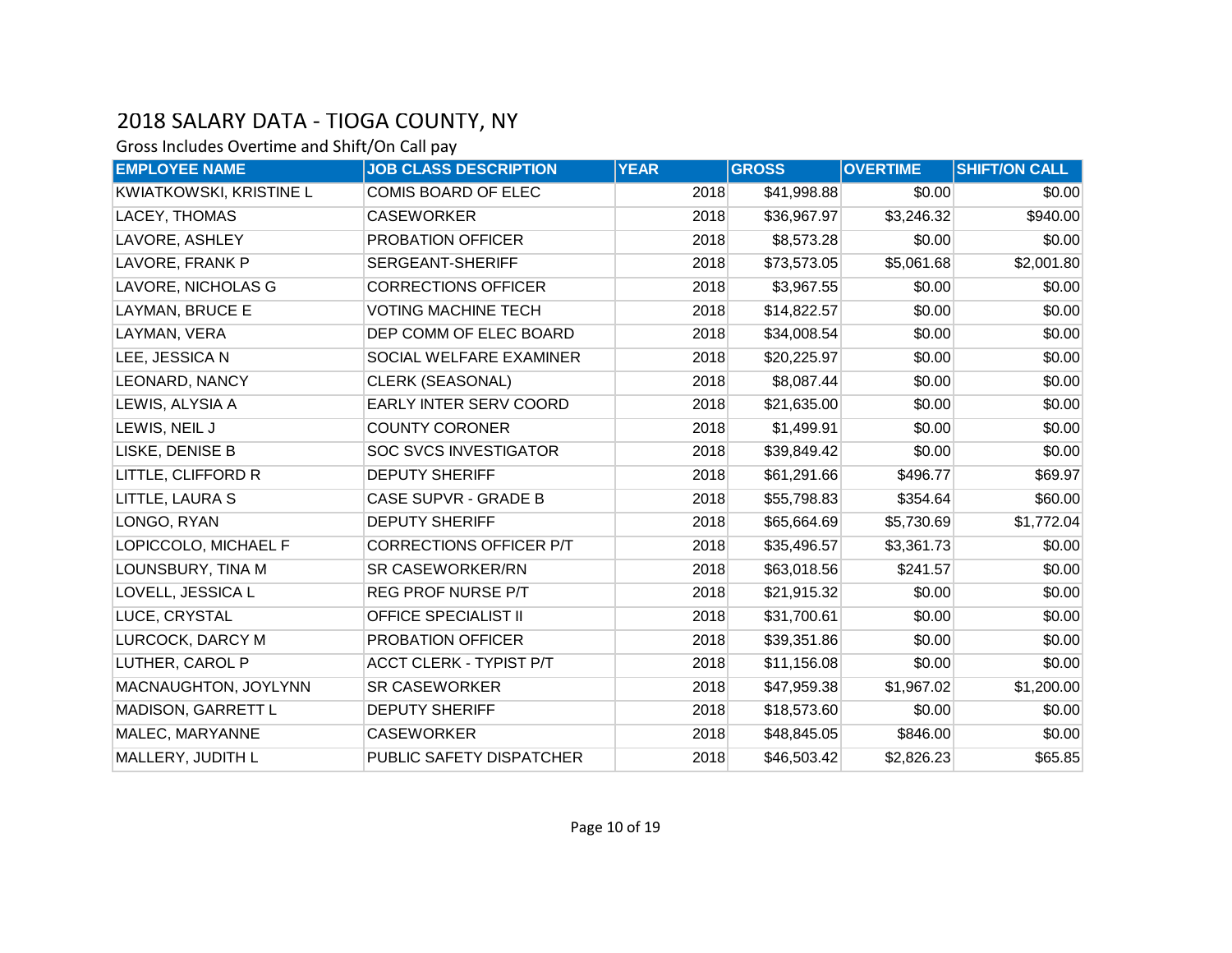## 2018 SALARY DATA - TIOGA COUNTY, NY

Gross Includes Overtime and Shift/On Call pay

| EMPLOYEE NAME | JOB CLASS DESCRIPTION | YEAR | GROSS | OVERTIME | SHIFT/ON CALL |
|---|---|---|---|---|---|
| KWIATKOWSKI, KRISTINE L | COMIS BOARD OF ELEC | 2018 | $41,998.88 | $0.00 | $0.00 |
| LACEY, THOMAS | CASEWORKER | 2018 | $36,967.97 | $3,246.32 | $940.00 |
| LAVORE, ASHLEY | PROBATION OFFICER | 2018 | $8,573.28 | $0.00 | $0.00 |
| LAVORE, FRANK P | SERGEANT-SHERIFF | 2018 | $73,573.05 | $5,061.68 | $2,001.80 |
| LAVORE, NICHOLAS G | CORRECTIONS OFFICER | 2018 | $3,967.55 | $0.00 | $0.00 |
| LAYMAN, BRUCE E | VOTING MACHINE TECH | 2018 | $14,822.57 | $0.00 | $0.00 |
| LAYMAN, VERA | DEP COMM OF ELEC BOARD | 2018 | $34,008.54 | $0.00 | $0.00 |
| LEE, JESSICA N | SOCIAL WELFARE EXAMINER | 2018 | $20,225.97 | $0.00 | $0.00 |
| LEONARD, NANCY | CLERK (SEASONAL) | 2018 | $8,087.44 | $0.00 | $0.00 |
| LEWIS, ALYSIA A | EARLY INTER SERV COORD | 2018 | $21,635.00 | $0.00 | $0.00 |
| LEWIS, NEIL J | COUNTY CORONER | 2018 | $1,499.91 | $0.00 | $0.00 |
| LISKE, DENISE B | SOC SVCS INVESTIGATOR | 2018 | $39,849.42 | $0.00 | $0.00 |
| LITTLE, CLIFFORD R | DEPUTY SHERIFF | 2018 | $61,291.66 | $496.77 | $69.97 |
| LITTLE, LAURA S | CASE SUPVR - GRADE B | 2018 | $55,798.83 | $354.64 | $60.00 |
| LONGO, RYAN | DEPUTY SHERIFF | 2018 | $65,664.69 | $5,730.69 | $1,772.04 |
| LOPICCOLO, MICHAEL F | CORRECTIONS OFFICER P/T | 2018 | $35,496.57 | $3,361.73 | $0.00 |
| LOUNSBURY, TINA M | SR CASEWORKER/RN | 2018 | $63,018.56 | $241.57 | $0.00 |
| LOVELL, JESSICA L | REG PROF NURSE P/T | 2018 | $21,915.32 | $0.00 | $0.00 |
| LUCE, CRYSTAL | OFFICE SPECIALIST II | 2018 | $31,700.61 | $0.00 | $0.00 |
| LURCOCK, DARCY M | PROBATION OFFICER | 2018 | $39,351.86 | $0.00 | $0.00 |
| LUTHER, CAROL P | ACCT CLERK - TYPIST P/T | 2018 | $11,156.08 | $0.00 | $0.00 |
| MACNAUGHTON, JOYLYNN | SR CASEWORKER | 2018 | $47,959.38 | $1,967.02 | $1,200.00 |
| MADISON, GARRETT L | DEPUTY SHERIFF | 2018 | $18,573.60 | $0.00 | $0.00 |
| MALEC, MARYANNE | CASEWORKER | 2018 | $48,845.05 | $846.00 | $0.00 |
| MALLERY, JUDITH L | PUBLIC SAFETY DISPATCHER | 2018 | $46,503.42 | $2,826.23 | $65.85 |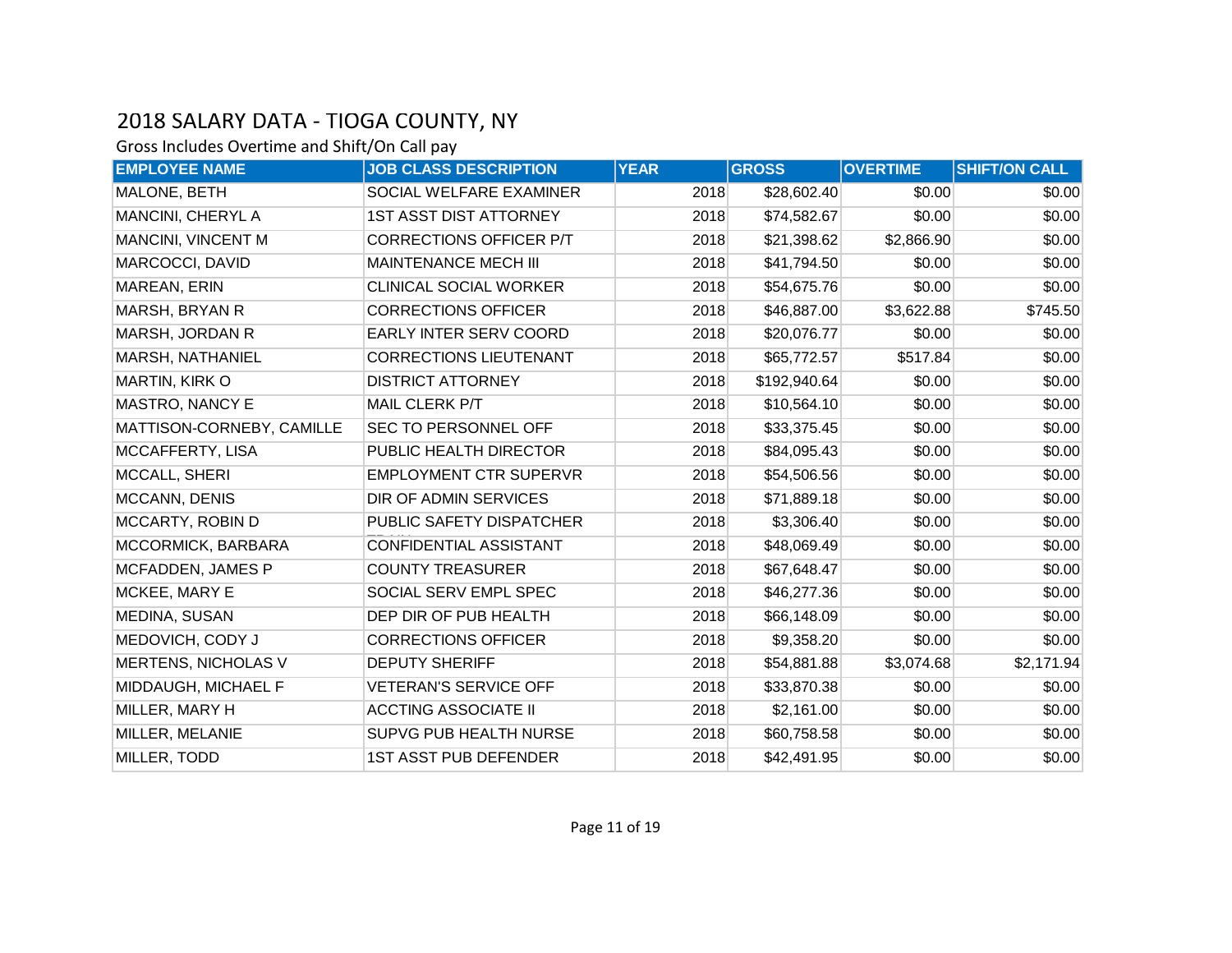# 2018 SALARY DATA - TIOGA COUNTY, NY

Gross Includes Overtime and Shift/On Call pay

| EMPLOYEE NAME | JOB CLASS DESCRIPTION | YEAR | GROSS | OVERTIME | SHIFT/ON CALL |
|---|---|---|---|---|---|
| MALONE, BETH | SOCIAL WELFARE EXAMINER | 2018 | $28,602.40 | $0.00 | $0.00 |
| MANCINI, CHERYL A | 1ST ASST DIST ATTORNEY | 2018 | $74,582.67 | $0.00 | $0.00 |
| MANCINI, VINCENT M | CORRECTIONS OFFICER P/T | 2018 | $21,398.62 | $2,866.90 | $0.00 |
| MARCOCCI, DAVID | MAINTENANCE MECH III | 2018 | $41,794.50 | $0.00 | $0.00 |
| MAREAN, ERIN | CLINICAL SOCIAL WORKER | 2018 | $54,675.76 | $0.00 | $0.00 |
| MARSH, BRYAN R | CORRECTIONS OFFICER | 2018 | $46,887.00 | $3,622.88 | $745.50 |
| MARSH, JORDAN R | EARLY INTER SERV COORD | 2018 | $20,076.77 | $0.00 | $0.00 |
| MARSH, NATHANIEL | CORRECTIONS LIEUTENANT | 2018 | $65,772.57 | $517.84 | $0.00 |
| MARTIN, KIRK O | DISTRICT ATTORNEY | 2018 | $192,940.64 | $0.00 | $0.00 |
| MASTRO, NANCY E | MAIL CLERK P/T | 2018 | $10,564.10 | $0.00 | $0.00 |
| MATTISON-CORNEBY, CAMILLE | SEC TO PERSONNEL OFF | 2018 | $33,375.45 | $0.00 | $0.00 |
| MCCAFFERTY, LISA | PUBLIC HEALTH DIRECTOR | 2018 | $84,095.43 | $0.00 | $0.00 |
| MCCALL, SHERI | EMPLOYMENT CTR SUPERVR | 2018 | $54,506.56 | $0.00 | $0.00 |
| MCCANN, DENIS | DIR OF ADMIN SERVICES | 2018 | $71,889.18 | $0.00 | $0.00 |
| MCCARTY, ROBIN D | PUBLIC SAFETY DISPATCHER TRAIN | 2018 | $3,306.40 | $0.00 | $0.00 |
| MCCORMICK, BARBARA | CONFIDENTIAL ASSISTANT | 2018 | $48,069.49 | $0.00 | $0.00 |
| MCFADDEN, JAMES P | COUNTY TREASURER | 2018 | $67,648.47 | $0.00 | $0.00 |
| MCKEE, MARY E | SOCIAL SERV EMPL SPEC | 2018 | $46,277.36 | $0.00 | $0.00 |
| MEDINA, SUSAN | DEP DIR OF PUB HEALTH | 2018 | $66,148.09 | $0.00 | $0.00 |
| MEDOVICH, CODY J | CORRECTIONS OFFICER | 2018 | $9,358.20 | $0.00 | $0.00 |
| MERTENS, NICHOLAS V | DEPUTY SHERIFF | 2018 | $54,881.88 | $3,074.68 | $2,171.94 |
| MIDDAUGH, MICHAEL F | VETERAN'S SERVICE OFF | 2018 | $33,870.38 | $0.00 | $0.00 |
| MILLER, MARY H | ACCTING ASSOCIATE II | 2018 | $2,161.00 | $0.00 | $0.00 |
| MILLER, MELANIE | SUPVG PUB HEALTH NURSE | 2018 | $60,758.58 | $0.00 | $0.00 |
| MILLER, TODD | 1ST ASST PUB DEFENDER | 2018 | $42,491.95 | $0.00 | $0.00 |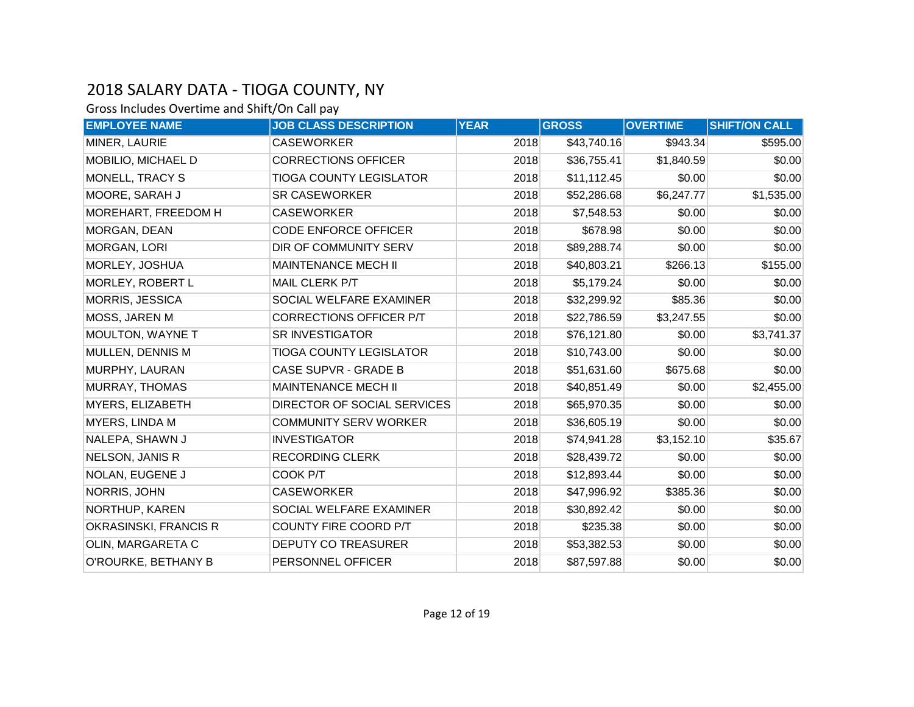## 2018 SALARY DATA - TIOGA COUNTY, NY

Gross Includes Overtime and Shift/On Call pay

| EMPLOYEE NAME | JOB CLASS DESCRIPTION | YEAR | GROSS | OVERTIME | SHIFT/ON CALL |
|---|---|---|---|---|---|
| MINER, LAURIE | CASEWORKER | 2018 | $43,740.16 | $943.34 | $595.00 |
| MOBILIO, MICHAEL D | CORRECTIONS OFFICER | 2018 | $36,755.41 | $1,840.59 | $0.00 |
| MONELL, TRACY S | TIOGA COUNTY LEGISLATOR | 2018 | $11,112.45 | $0.00 | $0.00 |
| MOORE, SARAH J | SR CASEWORKER | 2018 | $52,286.68 | $6,247.77 | $1,535.00 |
| MOREHART, FREEDOM H | CASEWORKER | 2018 | $7,548.53 | $0.00 | $0.00 |
| MORGAN, DEAN | CODE ENFORCE OFFICER | 2018 | $678.98 | $0.00 | $0.00 |
| MORGAN, LORI | DIR OF COMMUNITY SERV | 2018 | $89,288.74 | $0.00 | $0.00 |
| MORLEY, JOSHUA | MAINTENANCE MECH II | 2018 | $40,803.21 | $266.13 | $155.00 |
| MORLEY, ROBERT L | MAIL CLERK P/T | 2018 | $5,179.24 | $0.00 | $0.00 |
| MORRIS, JESSICA | SOCIAL WELFARE EXAMINER | 2018 | $32,299.92 | $85.36 | $0.00 |
| MOSS, JAREN M | CORRECTIONS OFFICER P/T | 2018 | $22,786.59 | $3,247.55 | $0.00 |
| MOULTON, WAYNE T | SR INVESTIGATOR | 2018 | $76,121.80 | $0.00 | $3,741.37 |
| MULLEN, DENNIS M | TIOGA COUNTY LEGISLATOR | 2018 | $10,743.00 | $0.00 | $0.00 |
| MURPHY, LAURAN | CASE SUPVR - GRADE B | 2018 | $51,631.60 | $675.68 | $0.00 |
| MURRAY, THOMAS | MAINTENANCE MECH II | 2018 | $40,851.49 | $0.00 | $2,455.00 |
| MYERS, ELIZABETH | DIRECTOR OF SOCIAL SERVICES | 2018 | $65,970.35 | $0.00 | $0.00 |
| MYERS, LINDA M | COMMUNITY SERV WORKER | 2018 | $36,605.19 | $0.00 | $0.00 |
| NALEPA, SHAWN J | INVESTIGATOR | 2018 | $74,941.28 | $3,152.10 | $35.67 |
| NELSON, JANIS R | RECORDING CLERK | 2018 | $28,439.72 | $0.00 | $0.00 |
| NOLAN, EUGENE J | COOK P/T | 2018 | $12,893.44 | $0.00 | $0.00 |
| NORRIS, JOHN | CASEWORKER | 2018 | $47,996.92 | $385.36 | $0.00 |
| NORTHUP, KAREN | SOCIAL WELFARE EXAMINER | 2018 | $30,892.42 | $0.00 | $0.00 |
| OKRASINSKI, FRANCIS R | COUNTY FIRE COORD P/T | 2018 | $235.38 | $0.00 | $0.00 |
| OLIN, MARGARETA C | DEPUTY CO TREASURER | 2018 | $53,382.53 | $0.00 | $0.00 |
| O'ROURKE, BETHANY B | PERSONNEL OFFICER | 2018 | $87,597.88 | $0.00 | $0.00 |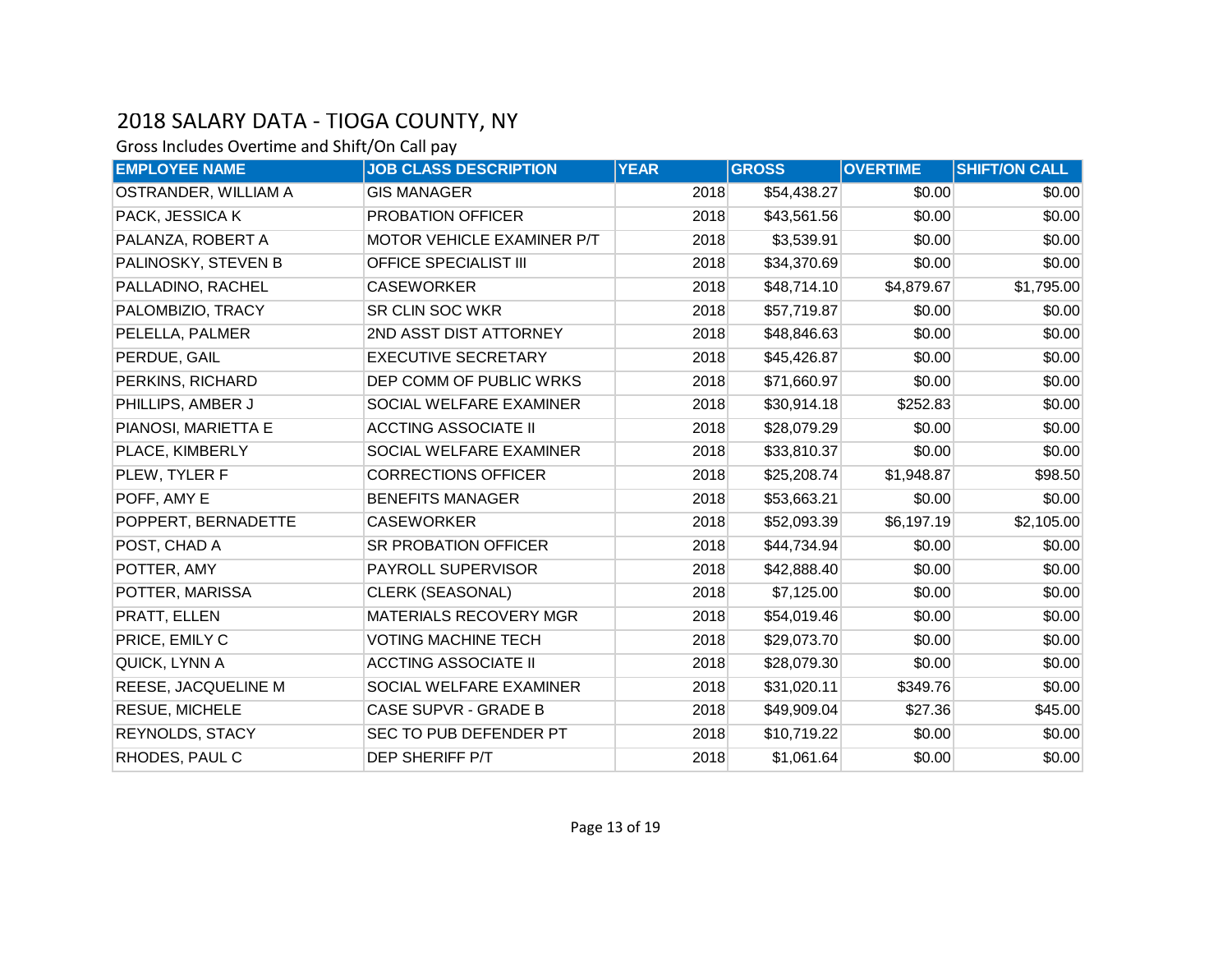# 2018 SALARY DATA - TIOGA COUNTY, NY

Gross Includes Overtime and Shift/On Call pay

| EMPLOYEE NAME | JOB CLASS DESCRIPTION | YEAR | GROSS | OVERTIME | SHIFT/ON CALL |
|---|---|---|---|---|---|
| OSTRANDER, WILLIAM A | GIS MANAGER | 2018 | $54,438.27 | $0.00 | $0.00 |
| PACK, JESSICA K | PROBATION OFFICER | 2018 | $43,561.56 | $0.00 | $0.00 |
| PALANZA, ROBERT A | MOTOR VEHICLE EXAMINER P/T | 2018 | $3,539.91 | $0.00 | $0.00 |
| PALINOSKY, STEVEN B | OFFICE SPECIALIST III | 2018 | $34,370.69 | $0.00 | $0.00 |
| PALLADINO, RACHEL | CASEWORKER | 2018 | $48,714.10 | $4,879.67 | $1,795.00 |
| PALOMBIZIO, TRACY | SR CLIN SOC WKR | 2018 | $57,719.87 | $0.00 | $0.00 |
| PELELLA, PALMER | 2ND ASST DIST ATTORNEY | 2018 | $48,846.63 | $0.00 | $0.00 |
| PERDUE, GAIL | EXECUTIVE SECRETARY | 2018 | $45,426.87 | $0.00 | $0.00 |
| PERKINS, RICHARD | DEP COMM OF PUBLIC WRKS | 2018 | $71,660.97 | $0.00 | $0.00 |
| PHILLIPS, AMBER J | SOCIAL WELFARE EXAMINER | 2018 | $30,914.18 | $252.83 | $0.00 |
| PIANOSI, MARIETTA E | ACCTING ASSOCIATE II | 2018 | $28,079.29 | $0.00 | $0.00 |
| PLACE, KIMBERLY | SOCIAL WELFARE EXAMINER | 2018 | $33,810.37 | $0.00 | $0.00 |
| PLEW, TYLER F | CORRECTIONS OFFICER | 2018 | $25,208.74 | $1,948.87 | $98.50 |
| POFF, AMY E | BENEFITS MANAGER | 2018 | $53,663.21 | $0.00 | $0.00 |
| POPPERT, BERNADETTE | CASEWORKER | 2018 | $52,093.39 | $6,197.19 | $2,105.00 |
| POST, CHAD A | SR PROBATION OFFICER | 2018 | $44,734.94 | $0.00 | $0.00 |
| POTTER, AMY | PAYROLL SUPERVISOR | 2018 | $42,888.40 | $0.00 | $0.00 |
| POTTER, MARISSA | CLERK (SEASONAL) | 2018 | $7,125.00 | $0.00 | $0.00 |
| PRATT, ELLEN | MATERIALS RECOVERY MGR | 2018 | $54,019.46 | $0.00 | $0.00 |
| PRICE, EMILY C | VOTING MACHINE TECH | 2018 | $29,073.70 | $0.00 | $0.00 |
| QUICK, LYNN A | ACCTING ASSOCIATE II | 2018 | $28,079.30 | $0.00 | $0.00 |
| REESE, JACQUELINE M | SOCIAL WELFARE EXAMINER | 2018 | $31,020.11 | $349.76 | $0.00 |
| RESUE, MICHELE | CASE SUPVR - GRADE B | 2018 | $49,909.04 | $27.36 | $45.00 |
| REYNOLDS, STACY | SEC TO PUB DEFENDER PT | 2018 | $10,719.22 | $0.00 | $0.00 |
| RHODES, PAUL C | DEP SHERIFF P/T | 2018 | $1,061.64 | $0.00 | $0.00 |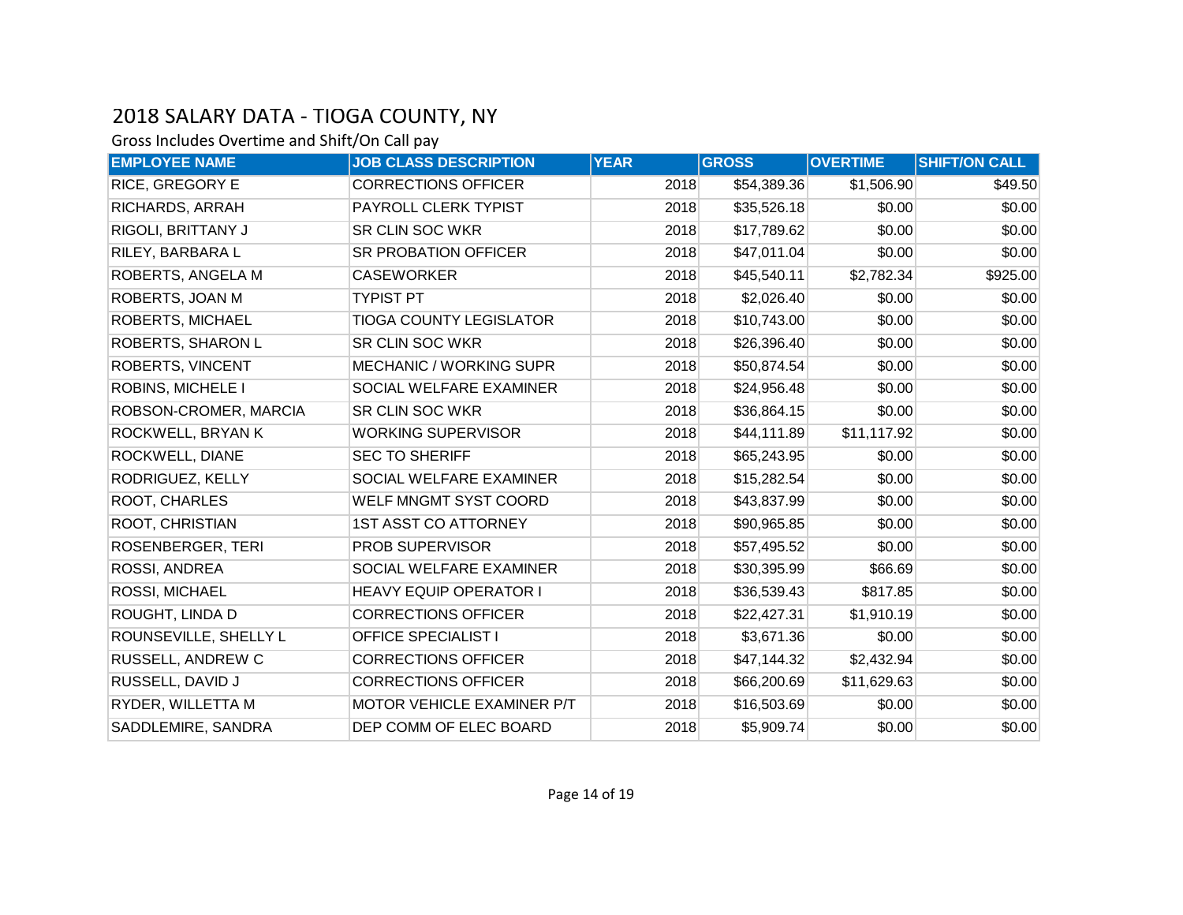# 2018 SALARY DATA - TIOGA COUNTY, NY

Gross Includes Overtime and Shift/On Call pay

| EMPLOYEE NAME | JOB CLASS DESCRIPTION | YEAR | GROSS | OVERTIME | SHIFT/ON CALL |
|---|---|---|---|---|---|
| RICE, GREGORY E | CORRECTIONS OFFICER | 2018 | $54,389.36 | $1,506.90 | $49.50 |
| RICHARDS, ARRAH | PAYROLL CLERK TYPIST | 2018 | $35,526.18 | $0.00 | $0.00 |
| RIGOLI, BRITTANY J | SR CLIN SOC WKR | 2018 | $17,789.62 | $0.00 | $0.00 |
| RILEY, BARBARA L | SR PROBATION OFFICER | 2018 | $47,011.04 | $0.00 | $0.00 |
| ROBERTS, ANGELA M | CASEWORKER | 2018 | $45,540.11 | $2,782.34 | $925.00 |
| ROBERTS, JOAN M | TYPIST PT | 2018 | $2,026.40 | $0.00 | $0.00 |
| ROBERTS, MICHAEL | TIOGA COUNTY LEGISLATOR | 2018 | $10,743.00 | $0.00 | $0.00 |
| ROBERTS, SHARON L | SR CLIN SOC WKR | 2018 | $26,396.40 | $0.00 | $0.00 |
| ROBERTS, VINCENT | MECHANIC / WORKING SUPR | 2018 | $50,874.54 | $0.00 | $0.00 |
| ROBINS, MICHELE I | SOCIAL WELFARE EXAMINER | 2018 | $24,956.48 | $0.00 | $0.00 |
| ROBSON-CROMER, MARCIA | SR CLIN SOC WKR | 2018 | $36,864.15 | $0.00 | $0.00 |
| ROCKWELL, BRYAN K | WORKING SUPERVISOR | 2018 | $44,111.89 | $11,117.92 | $0.00 |
| ROCKWELL, DIANE | SEC TO SHERIFF | 2018 | $65,243.95 | $0.00 | $0.00 |
| RODRIGUEZ, KELLY | SOCIAL WELFARE EXAMINER | 2018 | $15,282.54 | $0.00 | $0.00 |
| ROOT, CHARLES | WELF MNGMT SYST COORD | 2018 | $43,837.99 | $0.00 | $0.00 |
| ROOT, CHRISTIAN | 1ST ASST CO ATTORNEY | 2018 | $90,965.85 | $0.00 | $0.00 |
| ROSENBERGER, TERI | PROB SUPERVISOR | 2018 | $57,495.52 | $0.00 | $0.00 |
| ROSSI, ANDREA | SOCIAL WELFARE EXAMINER | 2018 | $30,395.99 | $66.69 | $0.00 |
| ROSSI, MICHAEL | HEAVY EQUIP OPERATOR I | 2018 | $36,539.43 | $817.85 | $0.00 |
| ROUGHT, LINDA D | CORRECTIONS OFFICER | 2018 | $22,427.31 | $1,910.19 | $0.00 |
| ROUNSEVILLE, SHELLY L | OFFICE SPECIALIST I | 2018 | $3,671.36 | $0.00 | $0.00 |
| RUSSELL, ANDREW C | CORRECTIONS OFFICER | 2018 | $47,144.32 | $2,432.94 | $0.00 |
| RUSSELL, DAVID J | CORRECTIONS OFFICER | 2018 | $66,200.69 | $11,629.63 | $0.00 |
| RYDER, WILLETTA M | MOTOR VEHICLE EXAMINER P/T | 2018 | $16,503.69 | $0.00 | $0.00 |
| SADDLEMIRE, SANDRA | DEP COMM OF ELEC BOARD | 2018 | $5,909.74 | $0.00 | $0.00 |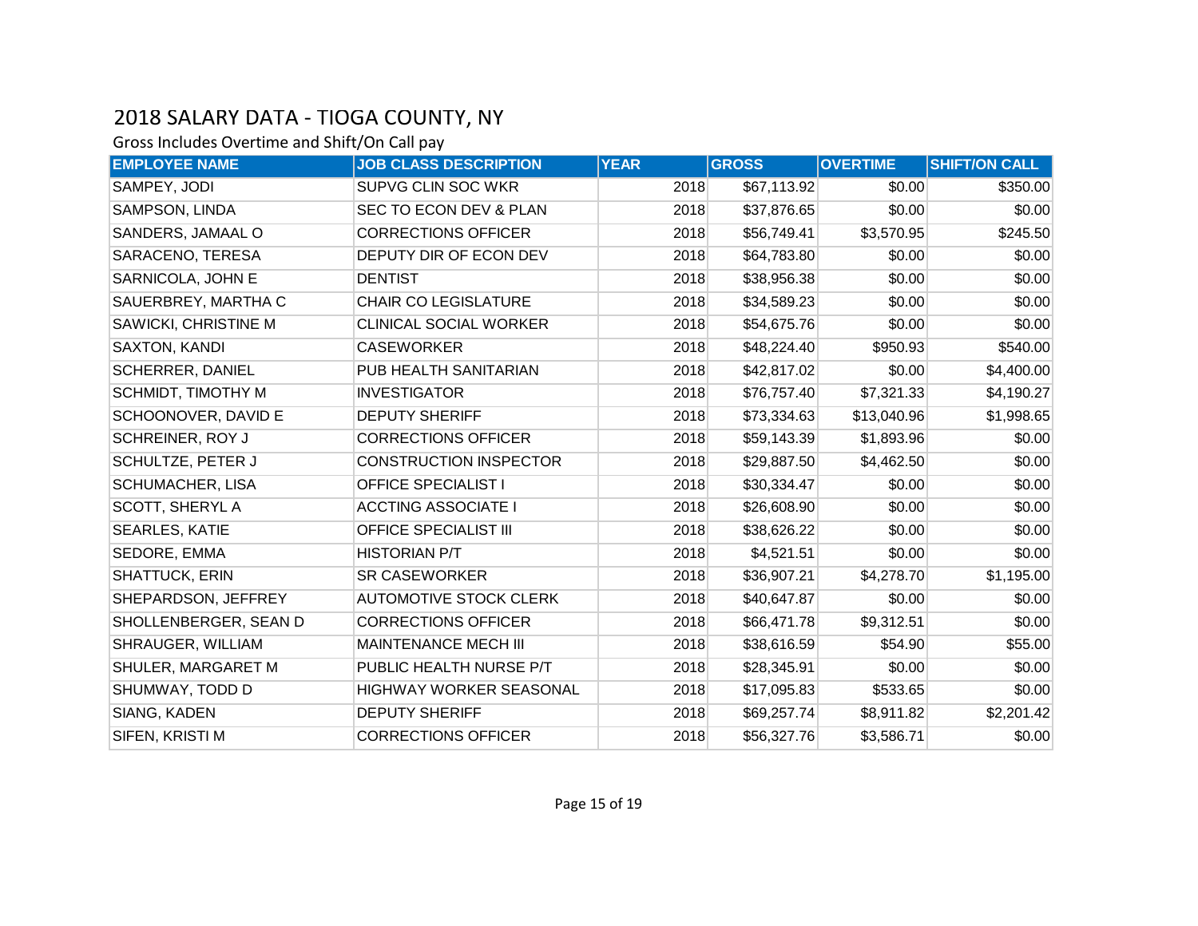# 2018 SALARY DATA - TIOGA COUNTY, NY

Gross Includes Overtime and Shift/On Call pay

| EMPLOYEE NAME | JOB CLASS DESCRIPTION | YEAR | GROSS | OVERTIME | SHIFT/ON CALL |
|---|---|---|---|---|---|
| SAMPEY, JODI | SUPVG CLIN SOC WKR | 2018 | $67,113.92 | $0.00 | $350.00 |
| SAMPSON, LINDA | SEC TO ECON DEV & PLAN | 2018 | $37,876.65 | $0.00 | $0.00 |
| SANDERS, JAMAAL O | CORRECTIONS OFFICER | 2018 | $56,749.41 | $3,570.95 | $245.50 |
| SARACENO, TERESA | DEPUTY DIR OF ECON DEV | 2018 | $64,783.80 | $0.00 | $0.00 |
| SARNICOLA, JOHN E | DENTIST | 2018 | $38,956.38 | $0.00 | $0.00 |
| SAUERBREY, MARTHA C | CHAIR CO LEGISLATURE | 2018 | $34,589.23 | $0.00 | $0.00 |
| SAWICKI, CHRISTINE M | CLINICAL SOCIAL WORKER | 2018 | $54,675.76 | $0.00 | $0.00 |
| SAXTON, KANDI | CASEWORKER | 2018 | $48,224.40 | $950.93 | $540.00 |
| SCHERRER, DANIEL | PUB HEALTH SANITARIAN | 2018 | $42,817.02 | $0.00 | $4,400.00 |
| SCHMIDT, TIMOTHY M | INVESTIGATOR | 2018 | $76,757.40 | $7,321.33 | $4,190.27 |
| SCHOONOVER, DAVID E | DEPUTY SHERIFF | 2018 | $73,334.63 | $13,040.96 | $1,998.65 |
| SCHREINER, ROY J | CORRECTIONS OFFICER | 2018 | $59,143.39 | $1,893.96 | $0.00 |
| SCHULTZE, PETER J | CONSTRUCTION INSPECTOR | 2018 | $29,887.50 | $4,462.50 | $0.00 |
| SCHUMACHER, LISA | OFFICE SPECIALIST I | 2018 | $30,334.47 | $0.00 | $0.00 |
| SCOTT, SHERYL A | ACCTING ASSOCIATE I | 2018 | $26,608.90 | $0.00 | $0.00 |
| SEARLES, KATIE | OFFICE SPECIALIST III | 2018 | $38,626.22 | $0.00 | $0.00 |
| SEDORE, EMMA | HISTORIAN P/T | 2018 | $4,521.51 | $0.00 | $0.00 |
| SHATTUCK, ERIN | SR CASEWORKER | 2018 | $36,907.21 | $4,278.70 | $1,195.00 |
| SHEPARDSON, JEFFREY | AUTOMOTIVE STOCK CLERK | 2018 | $40,647.87 | $0.00 | $0.00 |
| SHOLLENBERGER, SEAN D | CORRECTIONS OFFICER | 2018 | $66,471.78 | $9,312.51 | $0.00 |
| SHRAUGER, WILLIAM | MAINTENANCE MECH III | 2018 | $38,616.59 | $54.90 | $55.00 |
| SHULER, MARGARET M | PUBLIC HEALTH NURSE P/T | 2018 | $28,345.91 | $0.00 | $0.00 |
| SHUMWAY, TODD D | HIGHWAY WORKER SEASONAL | 2018 | $17,095.83 | $533.65 | $0.00 |
| SIANG, KADEN | DEPUTY SHERIFF | 2018 | $69,257.74 | $8,911.82 | $2,201.42 |
| SIFEN, KRISTI M | CORRECTIONS OFFICER | 2018 | $56,327.76 | $3,586.71 | $0.00 |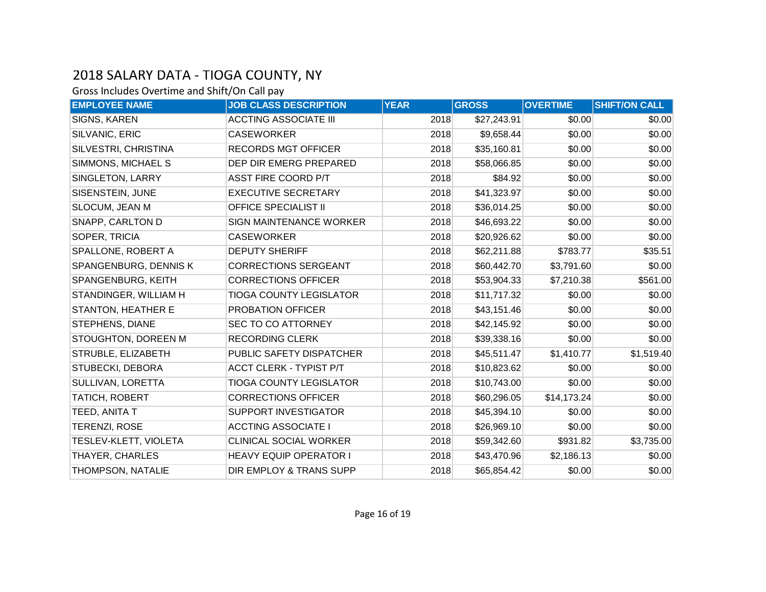# 2018 SALARY DATA - TIOGA COUNTY, NY

Gross Includes Overtime and Shift/On Call pay

| EMPLOYEE NAME | JOB CLASS DESCRIPTION | YEAR | GROSS | OVERTIME | SHIFT/ON CALL |
|---|---|---|---|---|---|
| SIGNS, KAREN | ACCTING ASSOCIATE III | 2018 | $27,243.91 | $0.00 | $0.00 |
| SILVANIC, ERIC | CASEWORKER | 2018 | $9,658.44 | $0.00 | $0.00 |
| SILVESTRI, CHRISTINA | RECORDS MGT OFFICER | 2018 | $35,160.81 | $0.00 | $0.00 |
| SIMMONS, MICHAEL S | DEP DIR EMERG PREPARED | 2018 | $58,066.85 | $0.00 | $0.00 |
| SINGLETON, LARRY | ASST FIRE COORD P/T | 2018 | $84.92 | $0.00 | $0.00 |
| SISENSTEIN, JUNE | EXECUTIVE SECRETARY | 2018 | $41,323.97 | $0.00 | $0.00 |
| SLOCUM, JEAN M | OFFICE SPECIALIST II | 2018 | $36,014.25 | $0.00 | $0.00 |
| SNAPP, CARLTON D | SIGN MAINTENANCE WORKER | 2018 | $46,693.22 | $0.00 | $0.00 |
| SOPER, TRICIA | CASEWORKER | 2018 | $20,926.62 | $0.00 | $0.00 |
| SPALLONE, ROBERT A | DEPUTY SHERIFF | 2018 | $62,211.88 | $783.77 | $35.51 |
| SPANGENBURG, DENNIS K | CORRECTIONS SERGEANT | 2018 | $60,442.70 | $3,791.60 | $0.00 |
| SPANGENBURG, KEITH | CORRECTIONS OFFICER | 2018 | $53,904.33 | $7,210.38 | $561.00 |
| STANDINGER, WILLIAM H | TIOGA COUNTY LEGISLATOR | 2018 | $11,717.32 | $0.00 | $0.00 |
| STANTON, HEATHER E | PROBATION OFFICER | 2018 | $43,151.46 | $0.00 | $0.00 |
| STEPHENS, DIANE | SEC TO CO ATTORNEY | 2018 | $42,145.92 | $0.00 | $0.00 |
| STOUGHTON, DOREEN M | RECORDING CLERK | 2018 | $39,338.16 | $0.00 | $0.00 |
| STRUBLE, ELIZABETH | PUBLIC SAFETY DISPATCHER | 2018 | $45,511.47 | $1,410.77 | $1,519.40 |
| STUBECKI, DEBORA | ACCT CLERK - TYPIST P/T | 2018 | $10,823.62 | $0.00 | $0.00 |
| SULLIVAN, LORETTA | TIOGA COUNTY LEGISLATOR | 2018 | $10,743.00 | $0.00 | $0.00 |
| TATICH, ROBERT | CORRECTIONS OFFICER | 2018 | $60,296.05 | $14,173.24 | $0.00 |
| TEED, ANITA T | SUPPORT INVESTIGATOR | 2018 | $45,394.10 | $0.00 | $0.00 |
| TERENZI, ROSE | ACCTING ASSOCIATE I | 2018 | $26,969.10 | $0.00 | $0.00 |
| TESLEV-KLETT, VIOLETA | CLINICAL SOCIAL WORKER | 2018 | $59,342.60 | $931.82 | $3,735.00 |
| THAYER, CHARLES | HEAVY EQUIP OPERATOR I | 2018 | $43,470.96 | $2,186.13 | $0.00 |
| THOMPSON, NATALIE | DIR EMPLOY & TRANS SUPP | 2018 | $65,854.42 | $0.00 | $0.00 |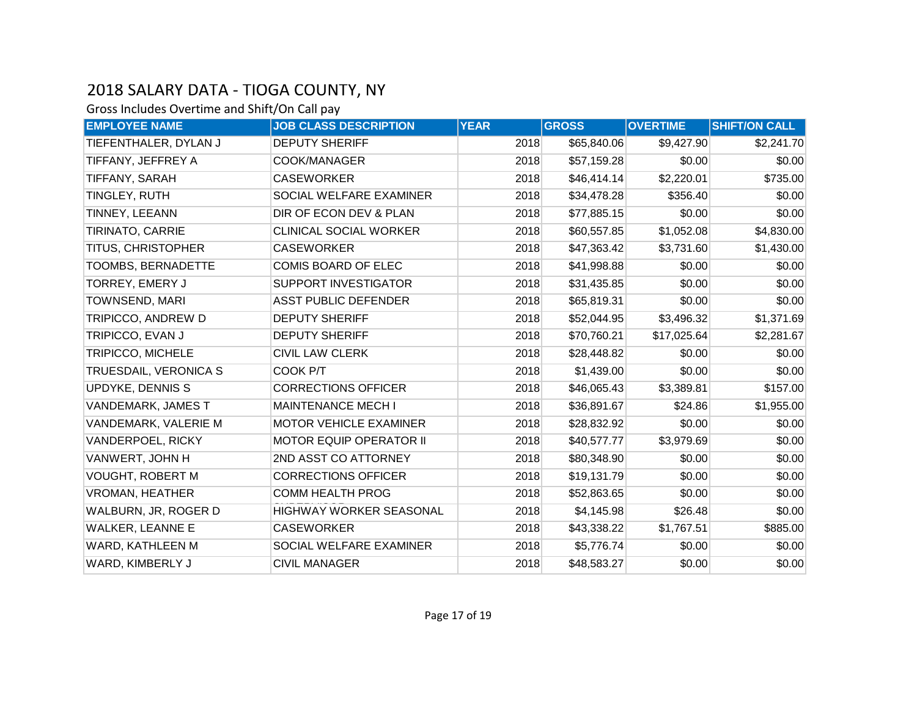# 2018 SALARY DATA - TIOGA COUNTY, NY

Gross Includes Overtime and Shift/On Call pay

| EMPLOYEE NAME | JOB CLASS DESCRIPTION | YEAR | GROSS | OVERTIME | SHIFT/ON CALL |
|---|---|---|---|---|---|
| TIEFENTHALER, DYLAN J | DEPUTY SHERIFF | 2018 | $65,840.06 | $9,427.90 | $2,241.70 |
| TIFFANY, JEFFREY A | COOK/MANAGER | 2018 | $57,159.28 | $0.00 | $0.00 |
| TIFFANY, SARAH | CASEWORKER | 2018 | $46,414.14 | $2,220.01 | $735.00 |
| TINGLEY, RUTH | SOCIAL WELFARE EXAMINER | 2018 | $34,478.28 | $356.40 | $0.00 |
| TINNEY, LEEANN | DIR OF ECON DEV & PLAN | 2018 | $77,885.15 | $0.00 | $0.00 |
| TIRINATO, CARRIE | CLINICAL SOCIAL WORKER | 2018 | $60,557.85 | $1,052.08 | $4,830.00 |
| TITUS, CHRISTOPHER | CASEWORKER | 2018 | $47,363.42 | $3,731.60 | $1,430.00 |
| TOOMBS, BERNADETTE | COMIS BOARD OF ELEC | 2018 | $41,998.88 | $0.00 | $0.00 |
| TORREY, EMERY J | SUPPORT INVESTIGATOR | 2018 | $31,435.85 | $0.00 | $0.00 |
| TOWNSEND, MARI | ASST PUBLIC DEFENDER | 2018 | $65,819.31 | $0.00 | $0.00 |
| TRIPICCO, ANDREW D | DEPUTY SHERIFF | 2018 | $52,044.95 | $3,496.32 | $1,371.69 |
| TRIPICCO, EVAN J | DEPUTY SHERIFF | 2018 | $70,760.21 | $17,025.64 | $2,281.67 |
| TRIPICCO, MICHELE | CIVIL LAW CLERK | 2018 | $28,448.82 | $0.00 | $0.00 |
| TRUESDAIL, VERONICA S | COOK P/T | 2018 | $1,439.00 | $0.00 | $0.00 |
| UPDYKE, DENNIS S | CORRECTIONS OFFICER | 2018 | $46,065.43 | $3,389.81 | $157.00 |
| VANDEMARK, JAMES T | MAINTENANCE MECH I | 2018 | $36,891.67 | $24.86 | $1,955.00 |
| VANDEMARK, VALERIE M | MOTOR VEHICLE EXAMINER | 2018 | $28,832.92 | $0.00 | $0.00 |
| VANDERPOEL, RICKY | MOTOR EQUIP OPERATOR II | 2018 | $40,577.77 | $3,979.69 | $0.00 |
| VANWERT, JOHN H | 2ND ASST CO ATTORNEY | 2018 | $80,348.90 | $0.00 | $0.00 |
| VOUGHT, ROBERT M | CORRECTIONS OFFICER | 2018 | $19,131.79 | $0.00 | $0.00 |
| VROMAN, HEATHER | COMM HEALTH PROG SUPERVISOR | 2018 | $52,863.65 | $0.00 | $0.00 |
| WALBURN, JR, ROGER D | HIGHWAY WORKER SEASONAL | 2018 | $4,145.98 | $26.48 | $0.00 |
| WALKER, LEANNE E | CASEWORKER | 2018 | $43,338.22 | $1,767.51 | $885.00 |
| WARD, KATHLEEN M | SOCIAL WELFARE EXAMINER | 2018 | $5,776.74 | $0.00 | $0.00 |
| WARD, KIMBERLY J | CIVIL MANAGER | 2018 | $48,583.27 | $0.00 | $0.00 |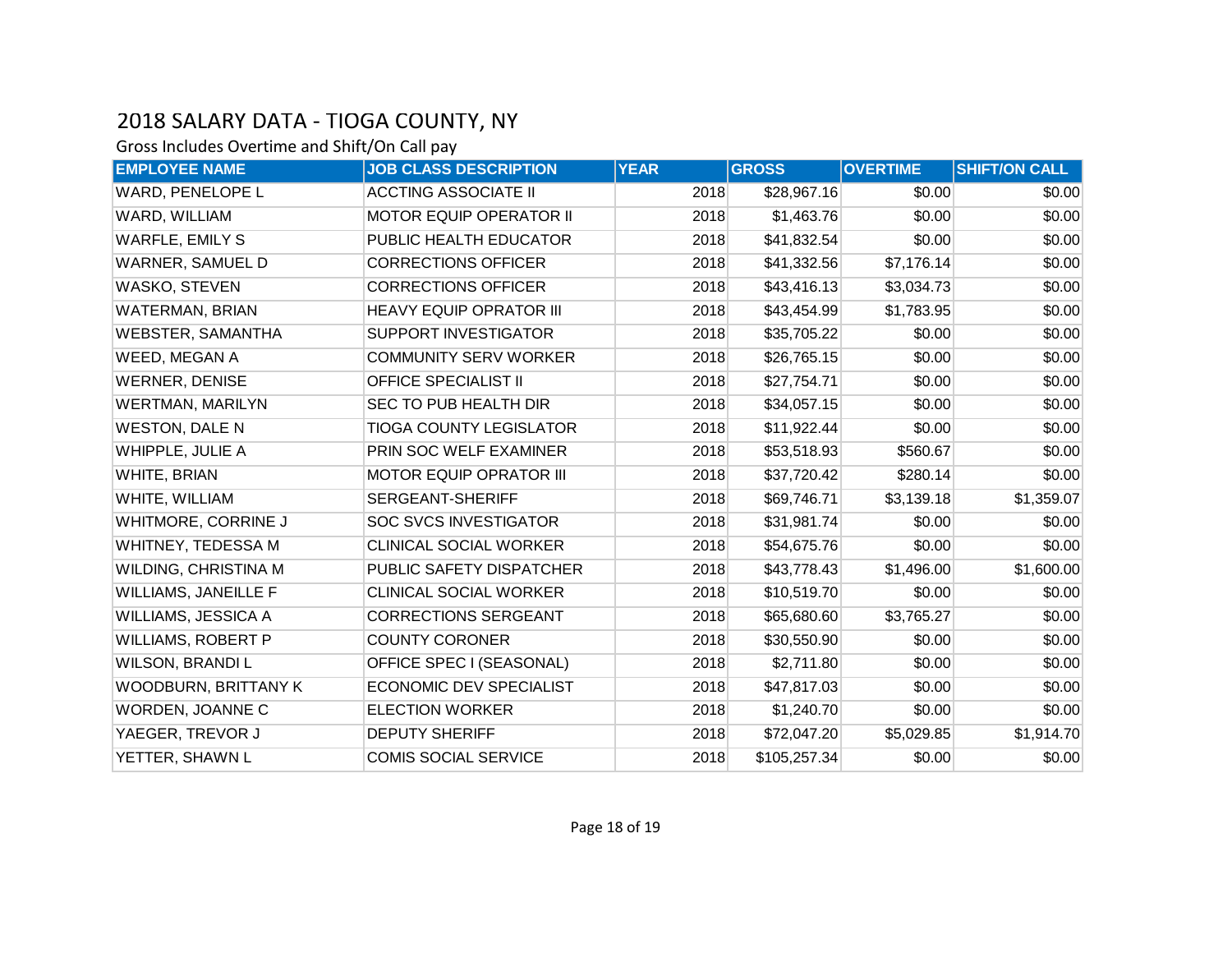## 2018 SALARY DATA - TIOGA COUNTY, NY

Gross Includes Overtime and Shift/On Call pay

| EMPLOYEE NAME | JOB CLASS DESCRIPTION | YEAR | GROSS | OVERTIME | SHIFT/ON CALL |
|---|---|---|---|---|---|
| WARD, PENELOPE L | ACCTING ASSOCIATE II | 2018 | $28,967.16 | $0.00 | $0.00 |
| WARD, WILLIAM | MOTOR EQUIP OPERATOR II | 2018 | $1,463.76 | $0.00 | $0.00 |
| WARFLE, EMILY S | PUBLIC HEALTH EDUCATOR | 2018 | $41,832.54 | $0.00 | $0.00 |
| WARNER, SAMUEL D | CORRECTIONS OFFICER | 2018 | $41,332.56 | $7,176.14 | $0.00 |
| WASKO, STEVEN | CORRECTIONS OFFICER | 2018 | $43,416.13 | $3,034.73 | $0.00 |
| WATERMAN, BRIAN | HEAVY EQUIP OPRATOR III | 2018 | $43,454.99 | $1,783.95 | $0.00 |
| WEBSTER, SAMANTHA | SUPPORT INVESTIGATOR | 2018 | $35,705.22 | $0.00 | $0.00 |
| WEED, MEGAN A | COMMUNITY SERV WORKER | 2018 | $26,765.15 | $0.00 | $0.00 |
| WERNER, DENISE | OFFICE SPECIALIST II | 2018 | $27,754.71 | $0.00 | $0.00 |
| WERTMAN, MARILYN | SEC TO PUB HEALTH DIR | 2018 | $34,057.15 | $0.00 | $0.00 |
| WESTON, DALE N | TIOGA COUNTY LEGISLATOR | 2018 | $11,922.44 | $0.00 | $0.00 |
| WHIPPLE, JULIE A | PRIN SOC WELF EXAMINER | 2018 | $53,518.93 | $560.67 | $0.00 |
| WHITE, BRIAN | MOTOR EQUIP OPRATOR III | 2018 | $37,720.42 | $280.14 | $0.00 |
| WHITE, WILLIAM | SERGEANT-SHERIFF | 2018 | $69,746.71 | $3,139.18 | $1,359.07 |
| WHITMORE, CORRINE J | SOC SVCS INVESTIGATOR | 2018 | $31,981.74 | $0.00 | $0.00 |
| WHITNEY, TEDESSA M | CLINICAL SOCIAL WORKER | 2018 | $54,675.76 | $0.00 | $0.00 |
| WILDING, CHRISTINA M | PUBLIC SAFETY DISPATCHER | 2018 | $43,778.43 | $1,496.00 | $1,600.00 |
| WILLIAMS, JANEILLE F | CLINICAL SOCIAL WORKER | 2018 | $10,519.70 | $0.00 | $0.00 |
| WILLIAMS, JESSICA A | CORRECTIONS SERGEANT | 2018 | $65,680.60 | $3,765.27 | $0.00 |
| WILLIAMS, ROBERT P | COUNTY CORONER | 2018 | $30,550.90 | $0.00 | $0.00 |
| WILSON, BRANDI L | OFFICE SPEC I (SEASONAL) | 2018 | $2,711.80 | $0.00 | $0.00 |
| WOODBURN, BRITTANY K | ECONOMIC DEV SPECIALIST | 2018 | $47,817.03 | $0.00 | $0.00 |
| WORDEN, JOANNE C | ELECTION WORKER | 2018 | $1,240.70 | $0.00 | $0.00 |
| YAEGER, TREVOR J | DEPUTY SHERIFF | 2018 | $72,047.20 | $5,029.85 | $1,914.70 |
| YETTER, SHAWN L | COMIS SOCIAL SERVICE | 2018 | $105,257.34 | $0.00 | $0.00 |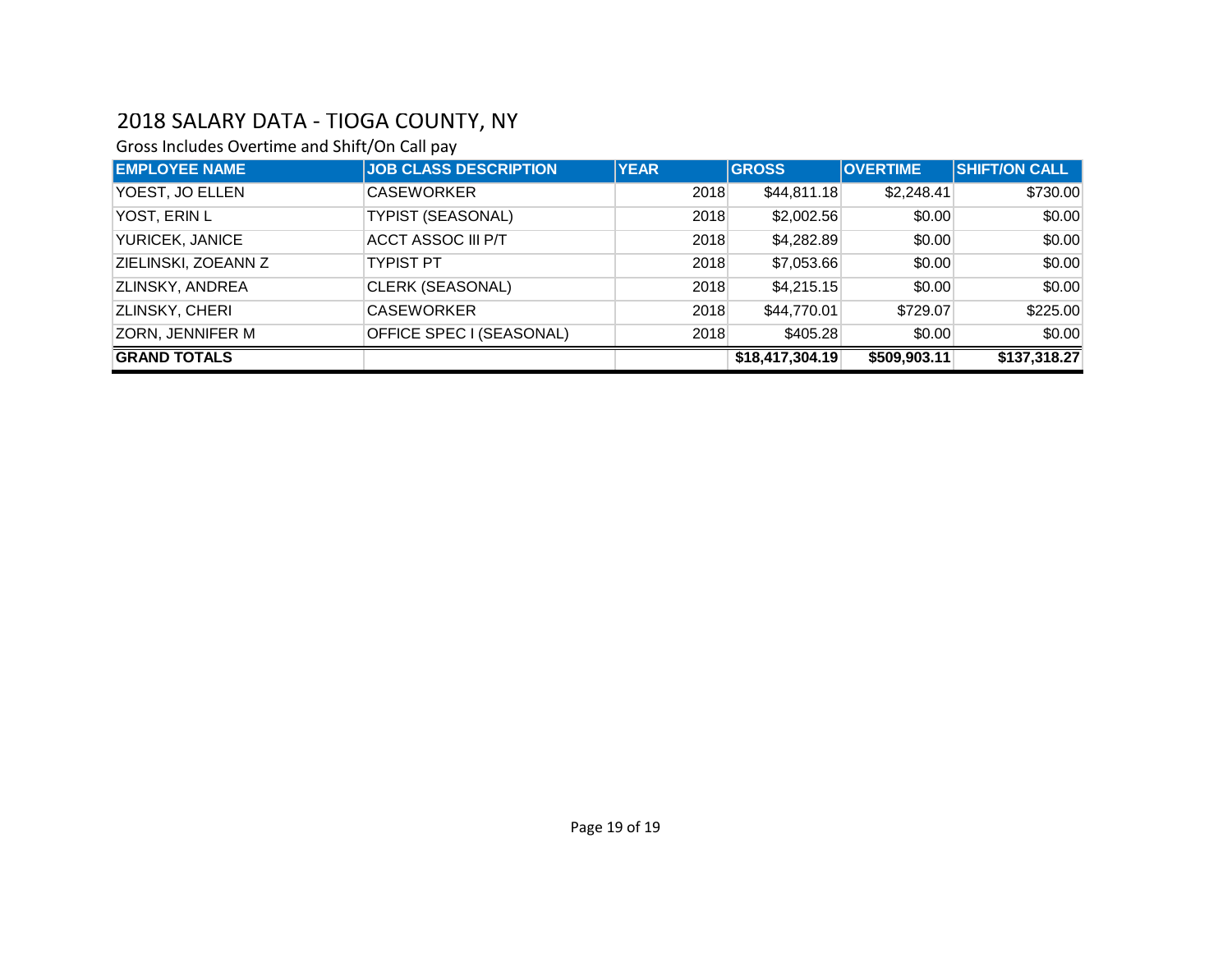# 2018 SALARY DATA - TIOGA COUNTY, NY

Gross Includes Overtime and Shift/On Call pay

| EMPLOYEE NAME | JOB CLASS DESCRIPTION | YEAR | GROSS | OVERTIME | SHIFT/ON CALL |
|---|---|---|---|---|---|
| YOEST, JO ELLEN | CASEWORKER | 2018 | $44,811.18 | $2,248.41 | $730.00 |
| YOST, ERIN L | TYPIST (SEASONAL) | 2018 | $2,002.56 | $0.00 | $0.00 |
| YURICEK, JANICE | ACCT ASSOC III P/T | 2018 | $4,282.89 | $0.00 | $0.00 |
| ZIELINSKI, ZOEANN Z | TYPIST PT | 2018 | $7,053.66 | $0.00 | $0.00 |
| ZLINSKY, ANDREA | CLERK (SEASONAL) | 2018 | $4,215.15 | $0.00 | $0.00 |
| ZLINSKY, CHERI | CASEWORKER | 2018 | $44,770.01 | $729.07 | $225.00 |
| ZORN, JENNIFER M | OFFICE SPEC I (SEASONAL) | 2018 | $405.28 | $0.00 | $0.00 |
| **GRAND TOTALS** | | | **$18,417,304.19** | **$509,903.11** | **$137,318.27** |